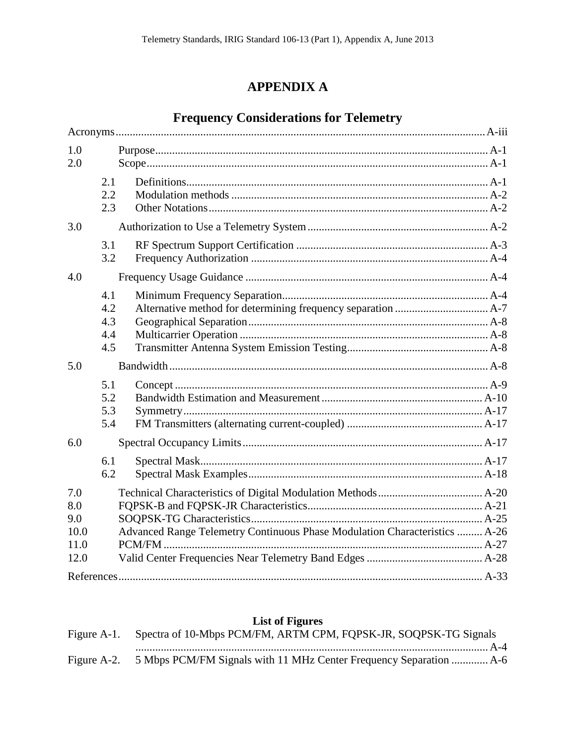# APPENDIX A

## Frequency Considerations for Telemetry

| | | | |
|---|---|---|---|
| Acronyms | | | A-iii |
| 1.0 | | Purpose | A-1 |
| 2.0 | | Scope | A-1 |
| | 2.1 | Definitions | A-1 |
| | 2.2 | Modulation methods | A-2 |
| | 2.3 | Other Notations | A-2 |
| 3.0 | | Authorization to Use a Telemetry System | A-2 |
| | 3.1 | RF Spectrum Support Certification | A-3 |
| | 3.2 | Frequency Authorization | A-4 |
| 4.0 | | Frequency Usage Guidance | A-4 |
| | 4.1 | Minimum Frequency Separation | A-4 |
| | 4.2 | Alternative method for determining frequency separation | A-7 |
| | 4.3 | Geographical Separation | A-8 |
| | 4.4 | Multicarrier Operation | A-8 |
| | 4.5 | Transmitter Antenna System Emission Testing | A-8 |
| 5.0 | | Bandwidth | A-8 |
| | 5.1 | Concept | A-9 |
| | 5.2 | Bandwidth Estimation and Measurement | A-10 |
| | 5.3 | Symmetry | A-17 |
| | 5.4 | FM Transmitters (alternating current-coupled) | A-17 |
| 6.0 | | Spectral Occupancy Limits | A-17 |
| | 6.1 | Spectral Mask | A-17 |
| | 6.2 | Spectral Mask Examples | A-18 |
| 7.0 | | Technical Characteristics of Digital Modulation Methods | A-20 |
| 8.0 | | FQPSK-B and FQPSK-JR Characteristics | A-21 |
| 9.0 | | SOQPSK-TG Characteristics | A-25 |
| 10.0 | | Advanced Range Telemetry Continuous Phase Modulation Characteristics | A-26 |
| 11.0 | | PCM/FM | A-27 |
| 12.0 | | Valid Center Frequencies Near Telemetry Band Edges | A-28 |
| References | | | A-33 |

### List of Figures

| | | |
|---|---|---|
| Figure A-1. | Spectra of 10-Mbps PCM/FM, ARTM CPM, FQPSK-JR, SOQPSK-TG Signals | A-4 |
| Figure A-2. | 5 Mbps PCM/FM Signals with 11 MHz Center Frequency Separation | A-6 |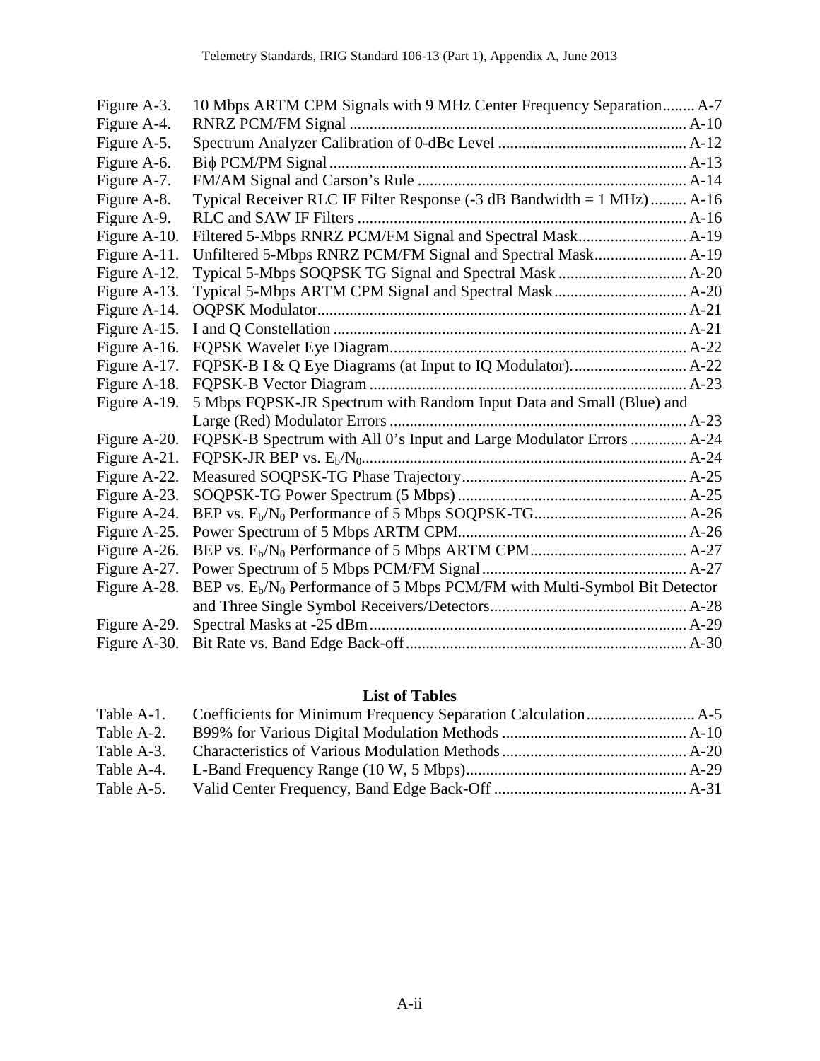Figure A-3. 10 Mbps ARTM CPM Signals with 9 MHz Center Frequency Separation........ A-7
Figure A-4. RNRZ PCM/FM Signal .................................................................................... A-10
Figure A-5. Spectrum Analyzer Calibration of 0-dBc Level ............................................... A-12
Figure A-6. Biϕ PCM/PM Signal......................................................................................... A-13
Figure A-7. FM/AM Signal and Carson's Rule ................................................................... A-14
Figure A-8. Typical Receiver RLC IF Filter Response (-3 dB Bandwidth = 1 MHz) ......... A-16
Figure A-9. RLC and SAW IF Filters .................................................................................. A-16
Figure A-10. Filtered 5-Mbps RNRZ PCM/FM Signal and Spectral Mask........................... A-19
Figure A-11. Unfiltered 5-Mbps RNRZ PCM/FM Signal and Spectral Mask....................... A-19
Figure A-12. Typical 5-Mbps SOQPSK TG Signal and Spectral Mask ................................ A-20
Figure A-13. Typical 5-Mbps ARTM CPM Signal and Spectral Mask................................. A-20
Figure A-14. OQPSK Modulator............................................................................................ A-21
Figure A-15. I and Q Constellation ........................................................................................ A-21
Figure A-16. FQPSK Wavelet Eye Diagram.......................................................................... A-22
Figure A-17. FQPSK-B I & Q Eye Diagrams (at Input to IQ Modulator)............................. A-22
Figure A-18. FQPSK-B Vector Diagram ............................................................................... A-23
Figure A-19. 5 Mbps FQPSK-JR Spectrum with Random Input Data and Small (Blue) and Large (Red) Modulator Errors ........................................................................... A-23
Figure A-20. FQPSK-B Spectrum with All 0's Input and Large Modulator Errors .............. A-24
Figure A-21. FQPSK-JR BEP vs. $E_b/N_0$................................................................................. A-24
Figure A-22. Measured SOQPSK-TG Phase Trajectory........................................................ A-25
Figure A-23. SOQPSK-TG Power Spectrum (5 Mbps) ......................................................... A-25
Figure A-24. BEP vs. $E_b/N_0$ Performance of 5 Mbps SOQPSK-TG...................................... A-26
Figure A-25. Power Spectrum of 5 Mbps ARTM CPM......................................................... A-26
Figure A-26. BEP vs. $E_b/N_0$ Performance of 5 Mbps ARTM CPM....................................... A-27
Figure A-27. Power Spectrum of 5 Mbps PCM/FM Signal ................................................... A-27
Figure A-28. BEP vs. $E_b/N_0$ Performance of 5 Mbps PCM/FM with Multi-Symbol Bit Detector and Three Single Symbol Receivers/Detectors................................................. A-28
Figure A-29. Spectral Masks at -25 dBm............................................................................... A-29
Figure A-30. Bit Rate vs. Band Edge Back-off...................................................................... A-30

## List of Tables

Table A-1. Coefficients for Minimum Frequency Separation Calculation........................... A-5
Table A-2. B99% for Various Digital Modulation Methods ............................................... A-10
Table A-3. Characteristics of Various Modulation Methods ............................................... A-20
Table A-4. L-Band Frequency Range (10 W, 5 Mbps)....................................................... A-29
Table A-5. Valid Center Frequency, Band Edge Back-Off ................................................ A-31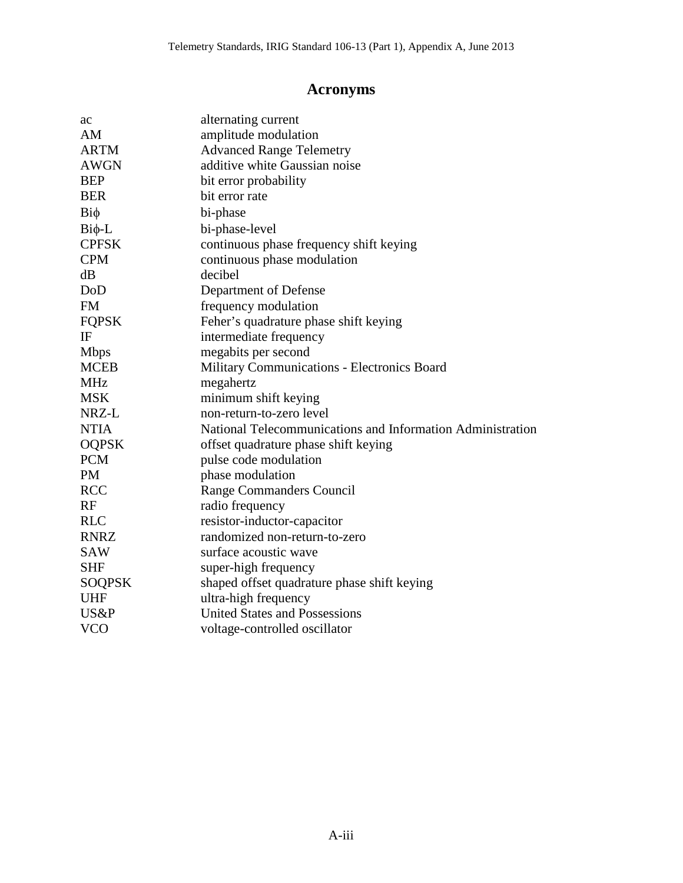# Acronyms

| | |
|---|---|
| ac | alternating current |
| AM | amplitude modulation |
| ARTM | Advanced Range Telemetry |
| AWGN | additive white Gaussian noise |
| BEP | bit error probability |
| BER | bit error rate |
| Biϕ | bi-phase |
| Biϕ-L | bi-phase-level |
| CPFSK | continuous phase frequency shift keying |
| CPM | continuous phase modulation |
| dB | decibel |
| DoD | Department of Defense |
| FM | frequency modulation |
| FQPSK | Feher's quadrature phase shift keying |
| IF | intermediate frequency |
| Mbps | megabits per second |
| MCEB | Military Communications - Electronics Board |
| MHz | megahertz |
| MSK | minimum shift keying |
| NRZ-L | non-return-to-zero level |
| NTIA | National Telecommunications and Information Administration |
| OQPSK | offset quadrature phase shift keying |
| PCM | pulse code modulation |
| PM | phase modulation |
| RCC | Range Commanders Council |
| RF | radio frequency |
| RLC | resistor-inductor-capacitor |
| RNRZ | randomized non-return-to-zero |
| SAW | surface acoustic wave |
| SHF | super-high frequency |
| SOQPSK | shaped offset quadrature phase shift keying |
| UHF | ultra-high frequency |
| US&P | United States and Possessions |
| VCO | voltage-controlled oscillator |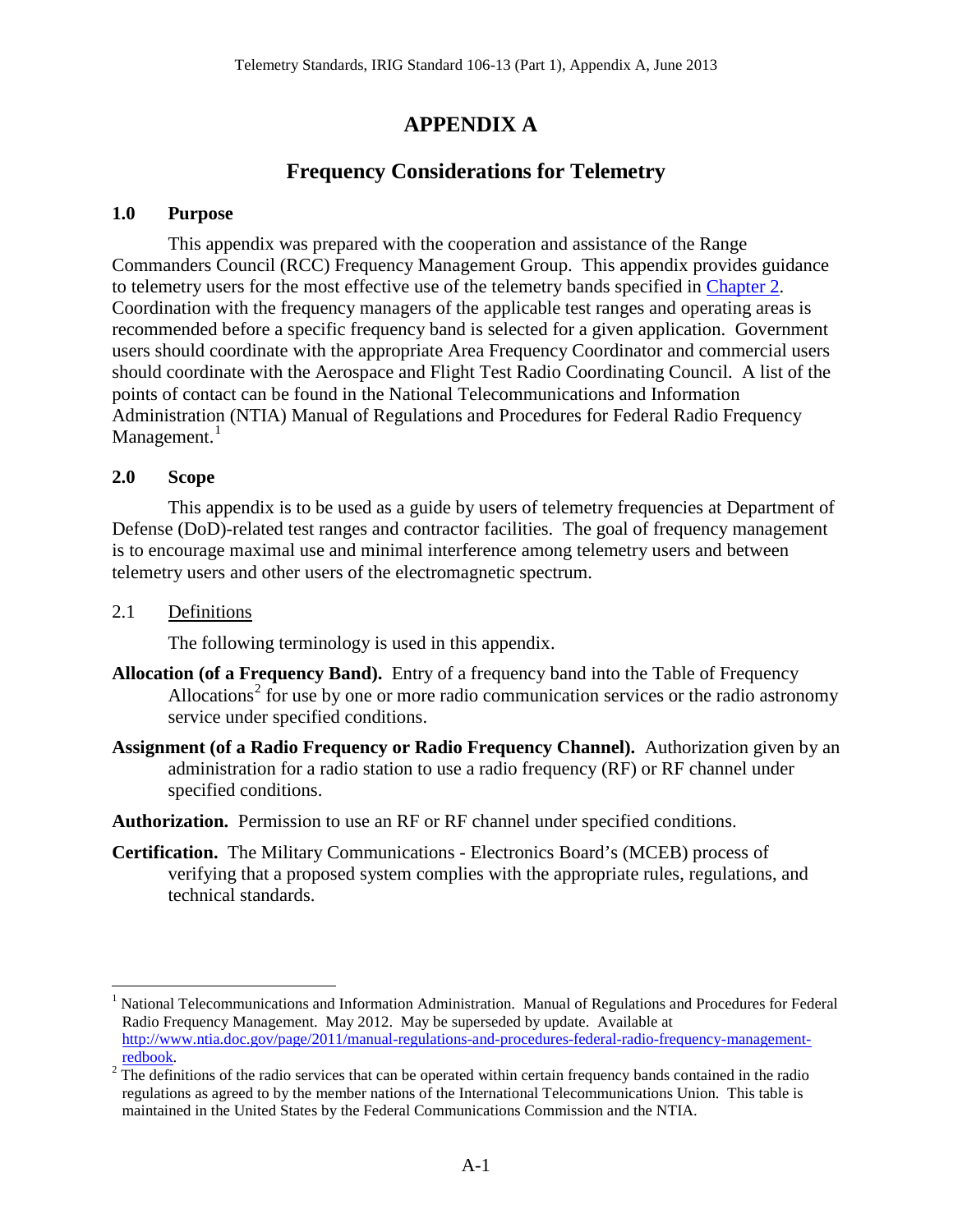# APPENDIX A

## Frequency Considerations for Telemetry

### 1.0 Purpose

This appendix was prepared with the cooperation and assistance of the Range Commanders Council (RCC) Frequency Management Group. This appendix provides guidance to telemetry users for the most effective use of the telemetry bands specified in [Chapter 2](). Coordination with the frequency managers of the applicable test ranges and operating areas is recommended before a specific frequency band is selected for a given application. Government users should coordinate with the appropriate Area Frequency Coordinator and commercial users should coordinate with the Aerospace and Flight Test Radio Coordinating Council. A list of the points of contact can be found in the National Telecommunications and Information Administration (NTIA) Manual of Regulations and Procedures for Federal Radio Frequency Management.[1]

### 2.0 Scope

This appendix is to be used as a guide by users of telemetry frequencies at Department of Defense (DoD)-related test ranges and contractor facilities. The goal of frequency management is to encourage maximal use and minimal interference among telemetry users and between telemetry users and other users of the electromagnetic spectrum.

2.1 Definitions

The following terminology is used in this appendix.

**Allocation (of a Frequency Band).** Entry of a frequency band into the Table of Frequency Allocations[2] for use by one or more radio communication services or the radio astronomy service under specified conditions.

**Assignment (of a Radio Frequency or Radio Frequency Channel).** Authorization given by an administration for a radio station to use a radio frequency (RF) or RF channel under specified conditions.

**Authorization.** Permission to use an RF or RF channel under specified conditions.

**Certification.** The Military Communications - Electronics Board's (MCEB) process of verifying that a proposed system complies with the appropriate rules, regulations, and technical standards.

---

[1] National Telecommunications and Information Administration. Manual of Regulations and Procedures for Federal Radio Frequency Management. May 2012. May be superseded by update. Available at http://www.ntia.doc.gov/page/2011/manual-regulations-and-procedures-federal-radio-frequency-management-redbook.

[2] The definitions of the radio services that can be operated within certain frequency bands contained in the radio regulations as agreed to by the member nations of the International Telecommunications Union. This table is maintained in the United States by the Federal Communications Commission and the NTIA.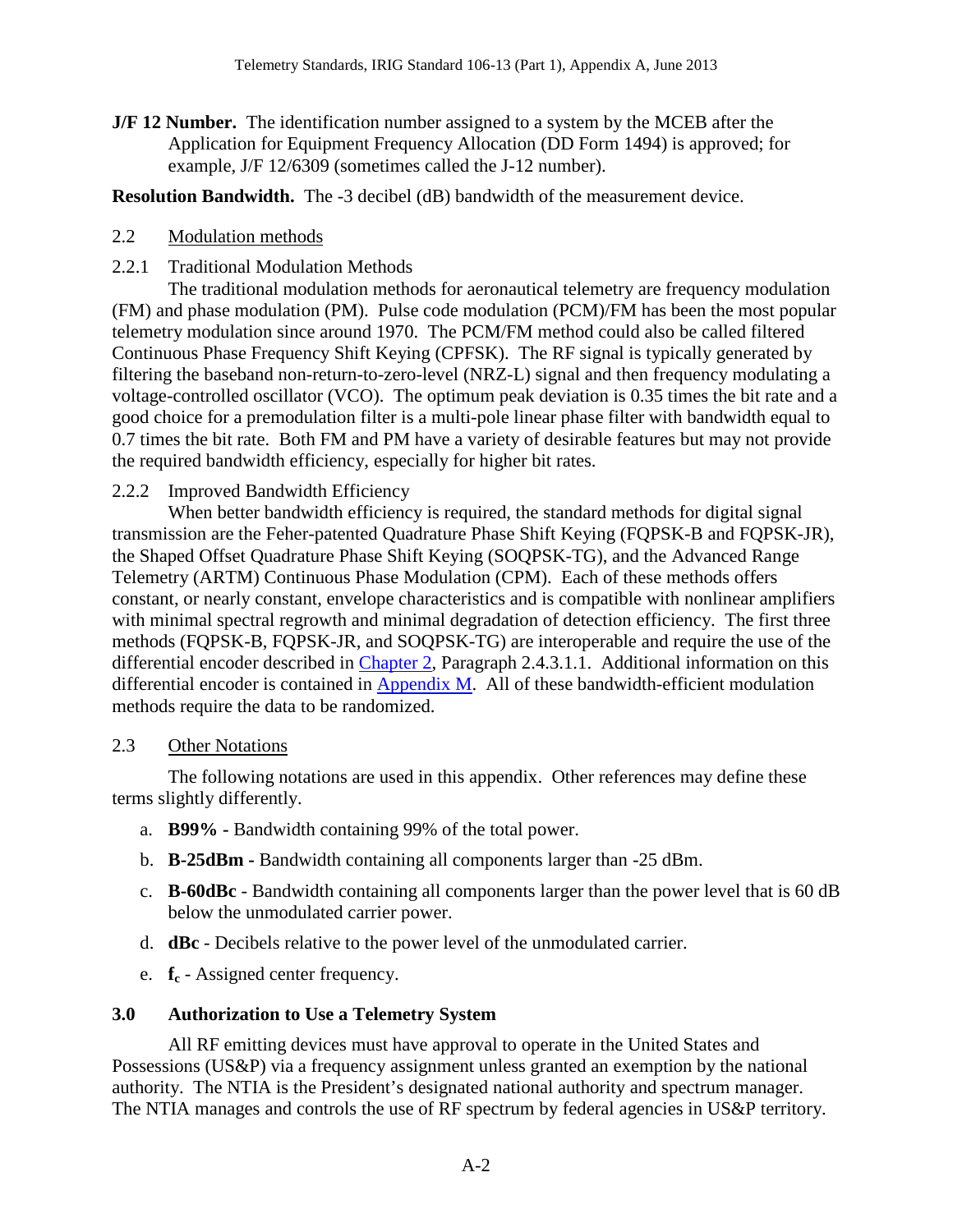**J/F 12 Number.** The identification number assigned to a system by the MCEB after the Application for Equipment Frequency Allocation (DD Form 1494) is approved; for example, J/F 12/6309 (sometimes called the J-12 number).

**Resolution Bandwidth.** The -3 decibel (dB) bandwidth of the measurement device.

## 2.2 Modulation methods

### 2.2.1 Traditional Modulation Methods

The traditional modulation methods for aeronautical telemetry are frequency modulation (FM) and phase modulation (PM). Pulse code modulation (PCM)/FM has been the most popular telemetry modulation since around 1970. The PCM/FM method could also be called filtered Continuous Phase Frequency Shift Keying (CPFSK). The RF signal is typically generated by filtering the baseband non-return-to-zero-level (NRZ-L) signal and then frequency modulating a voltage-controlled oscillator (VCO). The optimum peak deviation is 0.35 times the bit rate and a good choice for a premodulation filter is a multi-pole linear phase filter with bandwidth equal to 0.7 times the bit rate. Both FM and PM have a variety of desirable features but may not provide the required bandwidth efficiency, especially for higher bit rates.

### 2.2.2 Improved Bandwidth Efficiency

When better bandwidth efficiency is required, the standard methods for digital signal transmission are the Feher-patented Quadrature Phase Shift Keying (FQPSK-B and FQPSK-JR), the Shaped Offset Quadrature Phase Shift Keying (SOQPSK-TG), and the Advanced Range Telemetry (ARTM) Continuous Phase Modulation (CPM). Each of these methods offers constant, or nearly constant, envelope characteristics and is compatible with nonlinear amplifiers with minimal spectral regrowth and minimal degradation of detection efficiency. The first three methods (FQPSK-B, FQPSK-JR, and SOQPSK-TG) are interoperable and require the use of the differential encoder described in Chapter 2, Paragraph 2.4.3.1.1. Additional information on this differential encoder is contained in Appendix M. All of these bandwidth-efficient modulation methods require the data to be randomized.

## 2.3 Other Notations

The following notations are used in this appendix. Other references may define these terms slightly differently.

a. **B99% -** Bandwidth containing 99% of the total power.

b. **B-25dBm -** Bandwidth containing all components larger than -25 dBm.

c. **B-60dBc** - Bandwidth containing all components larger than the power level that is 60 dB below the unmodulated carrier power.

d. **dBc** - Decibels relative to the power level of the unmodulated carrier.

e. $\mathbf{f_c}$ - Assigned center frequency.

# 3.0 Authorization to Use a Telemetry System

All RF emitting devices must have approval to operate in the United States and Possessions (US&P) via a frequency assignment unless granted an exemption by the national authority. The NTIA is the President's designated national authority and spectrum manager. The NTIA manages and controls the use of RF spectrum by federal agencies in US&P territory.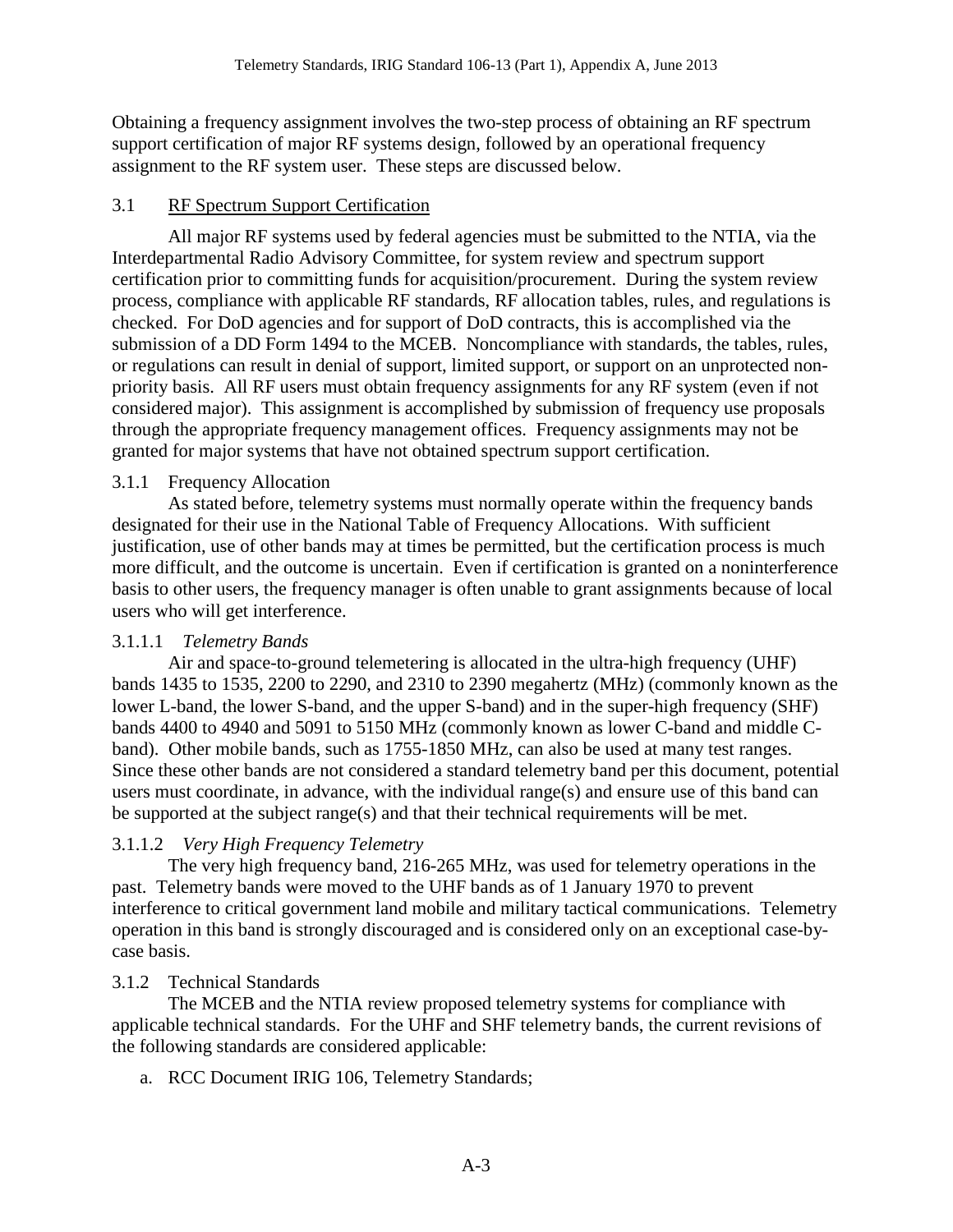Obtaining a frequency assignment involves the two-step process of obtaining an RF spectrum support certification of major RF systems design, followed by an operational frequency assignment to the RF system user. These steps are discussed below.

## 3.1 RF Spectrum Support Certification

All major RF systems used by federal agencies must be submitted to the NTIA, via the Interdepartmental Radio Advisory Committee, for system review and spectrum support certification prior to committing funds for acquisition/procurement. During the system review process, compliance with applicable RF standards, RF allocation tables, rules, and regulations is checked. For DoD agencies and for support of DoD contracts, this is accomplished via the submission of a DD Form 1494 to the MCEB. Noncompliance with standards, the tables, rules, or regulations can result in denial of support, limited support, or support on an unprotected non-priority basis. All RF users must obtain frequency assignments for any RF system (even if not considered major). This assignment is accomplished by submission of frequency use proposals through the appropriate frequency management offices. Frequency assignments may not be granted for major systems that have not obtained spectrum support certification.

### 3.1.1 Frequency Allocation

As stated before, telemetry systems must normally operate within the frequency bands designated for their use in the National Table of Frequency Allocations. With sufficient justification, use of other bands may at times be permitted, but the certification process is much more difficult, and the outcome is uncertain. Even if certification is granted on a noninterference basis to other users, the frequency manager is often unable to grant assignments because of local users who will get interference.

#### 3.1.1.1 *Telemetry Bands*

Air and space-to-ground telemetering is allocated in the ultra-high frequency (UHF) bands 1435 to 1535, 2200 to 2290, and 2310 to 2390 megahertz (MHz) (commonly known as the lower L-band, the lower S-band, and the upper S-band) and in the super-high frequency (SHF) bands 4400 to 4940 and 5091 to 5150 MHz (commonly known as lower C-band and middle C-band). Other mobile bands, such as 1755-1850 MHz, can also be used at many test ranges. Since these other bands are not considered a standard telemetry band per this document, potential users must coordinate, in advance, with the individual range(s) and ensure use of this band can be supported at the subject range(s) and that their technical requirements will be met.

#### 3.1.1.2 *Very High Frequency Telemetry*

The very high frequency band, 216-265 MHz, was used for telemetry operations in the past. Telemetry bands were moved to the UHF bands as of 1 January 1970 to prevent interference to critical government land mobile and military tactical communications. Telemetry operation in this band is strongly discouraged and is considered only on an exceptional case-by-case basis.

### 3.1.2 Technical Standards

The MCEB and the NTIA review proposed telemetry systems for compliance with applicable technical standards. For the UHF and SHF telemetry bands, the current revisions of the following standards are considered applicable:

a. RCC Document IRIG 106, Telemetry Standards;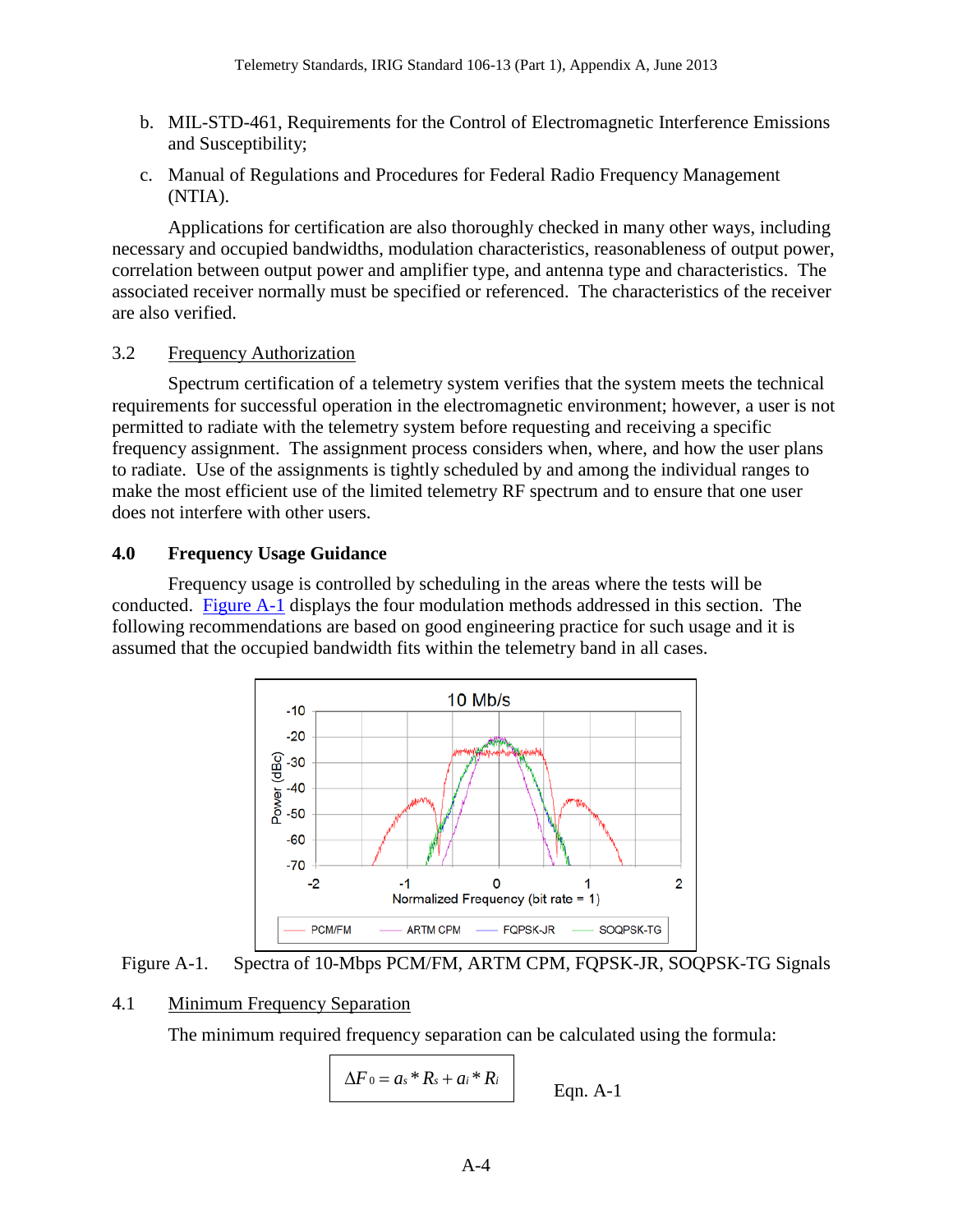b. MIL-STD-461, Requirements for the Control of Electromagnetic Interference Emissions and Susceptibility;

c. Manual of Regulations and Procedures for Federal Radio Frequency Management (NTIA).

Applications for certification are also thoroughly checked in many other ways, including necessary and occupied bandwidths, modulation characteristics, reasonableness of output power, correlation between output power and amplifier type, and antenna type and characteristics. The associated receiver normally must be specified or referenced. The characteristics of the receiver are also verified.

### 3.2 Frequency Authorization

Spectrum certification of a telemetry system verifies that the system meets the technical requirements for successful operation in the electromagnetic environment; however, a user is not permitted to radiate with the telemetry system before requesting and receiving a specific frequency assignment. The assignment process considers when, where, and how the user plans to radiate. Use of the assignments is tightly scheduled by and among the individual ranges to make the most efficient use of the limited telemetry RF spectrum and to ensure that one user does not interfere with other users.

## 4.0 Frequency Usage Guidance

Frequency usage is controlled by scheduling in the areas where the tests will be conducted. Figure A-1 displays the four modulation methods addressed in this section. The following recommendations are based on good engineering practice for such usage and it is assumed that the occupied bandwidth fits within the telemetry band in all cases.

Figure A-1. Spectra of 10-Mbps PCM/FM, ARTM CPM, FQPSK-JR, SOQPSK-TG Signals

### 4.1 Minimum Frequency Separation

The minimum required frequency separation can be calculated using the formula:

$$\Delta F_0 = a_s * R_s + a_i * R_i \qquad \text{Eqn. A-1}$$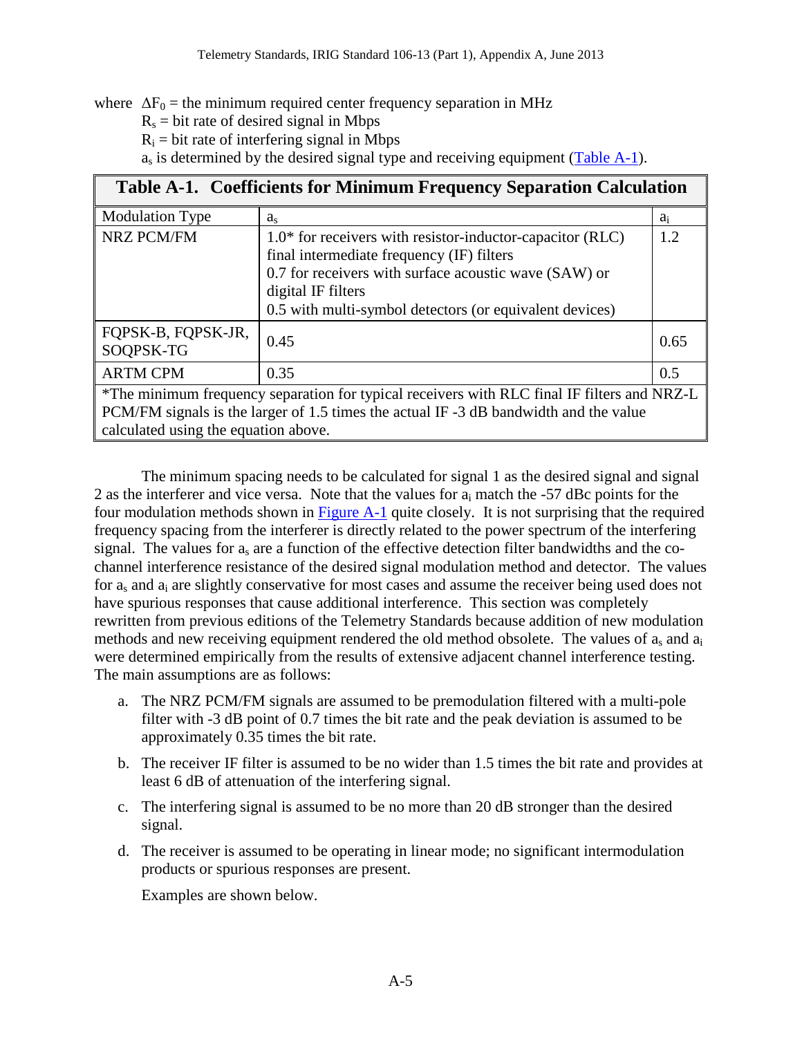where $\Delta F_0$ = the minimum required center frequency separation in MHz

$R_s$ = bit rate of desired signal in Mbps

$R_i$ = bit rate of interfering signal in Mbps

$a_s$ is determined by the desired signal type and receiving equipment (Table A-1).

**Table A-1. Coefficients for Minimum Frequency Separation Calculation**

| Modulation Type | $a_s$ | $a_i$ |
|---|---|---|
| NRZ PCM/FM | 1.0* for receivers with resistor-inductor-capacitor (RLC) final intermediate frequency (IF) filters<br>0.7 for receivers with surface acoustic wave (SAW) or digital IF filters<br>0.5 with multi-symbol detectors (or equivalent devices) | 1.2 |
| FQPSK-B, FQPSK-JR, SOQPSK-TG | 0.45 | 0.65 |
| ARTM CPM | 0.35 | 0.5 |
| *The minimum frequency separation for typical receivers with RLC final IF filters and NRZ-L PCM/FM signals is the larger of 1.5 times the actual IF -3 dB bandwidth and the value calculated using the equation above. | | |

The minimum spacing needs to be calculated for signal 1 as the desired signal and signal 2 as the interferer and vice versa. Note that the values for $a_i$ match the -57 dBc points for the four modulation methods shown in Figure A-1 quite closely. It is not surprising that the required frequency spacing from the interferer is directly related to the power spectrum of the interfering signal. The values for $a_s$ are a function of the effective detection filter bandwidths and the co-channel interference resistance of the desired signal modulation method and detector. The values for $a_s$ and $a_i$ are slightly conservative for most cases and assume the receiver being used does not have spurious responses that cause additional interference. This section was completely rewritten from previous editions of the Telemetry Standards because addition of new modulation methods and new receiving equipment rendered the old method obsolete. The values of $a_s$ and $a_i$ were determined empirically from the results of extensive adjacent channel interference testing. The main assumptions are as follows:

a. The NRZ PCM/FM signals are assumed to be premodulation filtered with a multi-pole filter with -3 dB point of 0.7 times the bit rate and the peak deviation is assumed to be approximately 0.35 times the bit rate.

b. The receiver IF filter is assumed to be no wider than 1.5 times the bit rate and provides at least 6 dB of attenuation of the interfering signal.

c. The interfering signal is assumed to be no more than 20 dB stronger than the desired signal.

d. The receiver is assumed to be operating in linear mode; no significant intermodulation products or spurious responses are present.

Examples are shown below.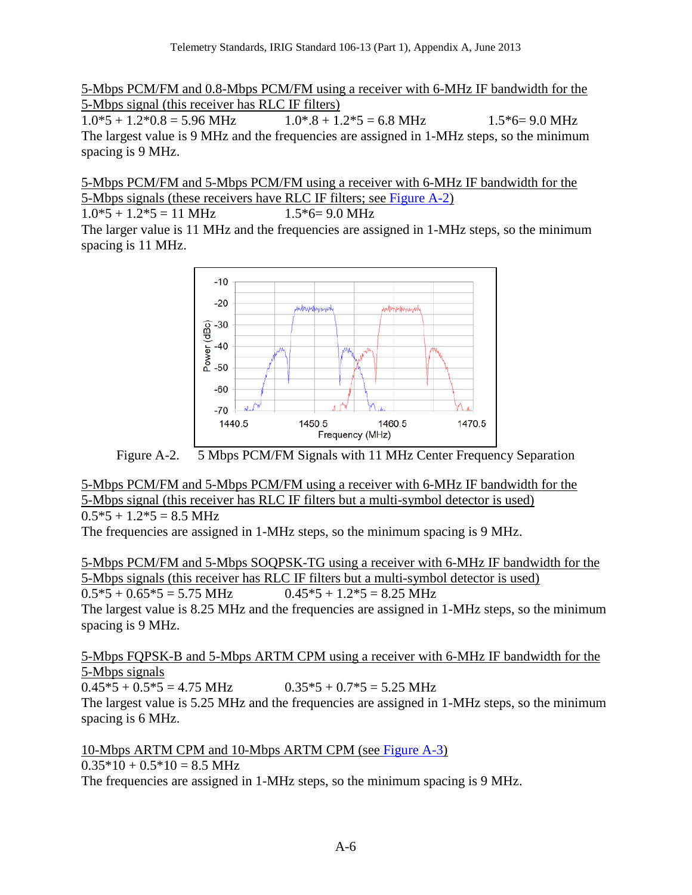5-Mbps PCM/FM and 0.8-Mbps PCM/FM using a receiver with 6-MHz IF bandwidth for the 5-Mbps signal (this receiver has RLC IF filters)

1.0*5 + 1.2*0.8 = 5.96 MHz    1.0*.8 + 1.2*5 = 6.8 MHz    1.5*6= 9.0 MHz

The largest value is 9 MHz and the frequencies are assigned in 1-MHz steps, so the minimum spacing is 9 MHz.

5-Mbps PCM/FM and 5-Mbps PCM/FM using a receiver with 6-MHz IF bandwidth for the 5-Mbps signals (these receivers have RLC IF filters; see Figure A-2)

1.0*5 + 1.2*5 = 11 MHz    1.5*6= 9.0 MHz

The larger value is 11 MHz and the frequencies are assigned in 1-MHz steps, so the minimum spacing is 11 MHz.

Figure A-2. 5 Mbps PCM/FM Signals with 11 MHz Center Frequency Separation

5-Mbps PCM/FM and 5-Mbps PCM/FM using a receiver with 6-MHz IF bandwidth for the 5-Mbps signal (this receiver has RLC IF filters but a multi-symbol detector is used)

0.5*5 + 1.2*5 = 8.5 MHz

The frequencies are assigned in 1-MHz steps, so the minimum spacing is 9 MHz.

5-Mbps PCM/FM and 5-Mbps SOQPSK-TG using a receiver with 6-MHz IF bandwidth for the 5-Mbps signals (this receiver has RLC IF filters but a multi-symbol detector is used)

0.5*5 + 0.65*5 = 5.75 MHz    0.45*5 + 1.2*5 = 8.25 MHz

The largest value is 8.25 MHz and the frequencies are assigned in 1-MHz steps, so the minimum spacing is 9 MHz.

5-Mbps FQPSK-B and 5-Mbps ARTM CPM using a receiver with 6-MHz IF bandwidth for the 5-Mbps signals

0.45*5 + 0.5*5 = 4.75 MHz    0.35*5 + 0.7*5 = 5.25 MHz

The largest value is 5.25 MHz and the frequencies are assigned in 1-MHz steps, so the minimum spacing is 6 MHz.

10-Mbps ARTM CPM and 10-Mbps ARTM CPM (see Figure A-3)

0.35*10 + 0.5*10 = 8.5 MHz

The frequencies are assigned in 1-MHz steps, so the minimum spacing is 9 MHz.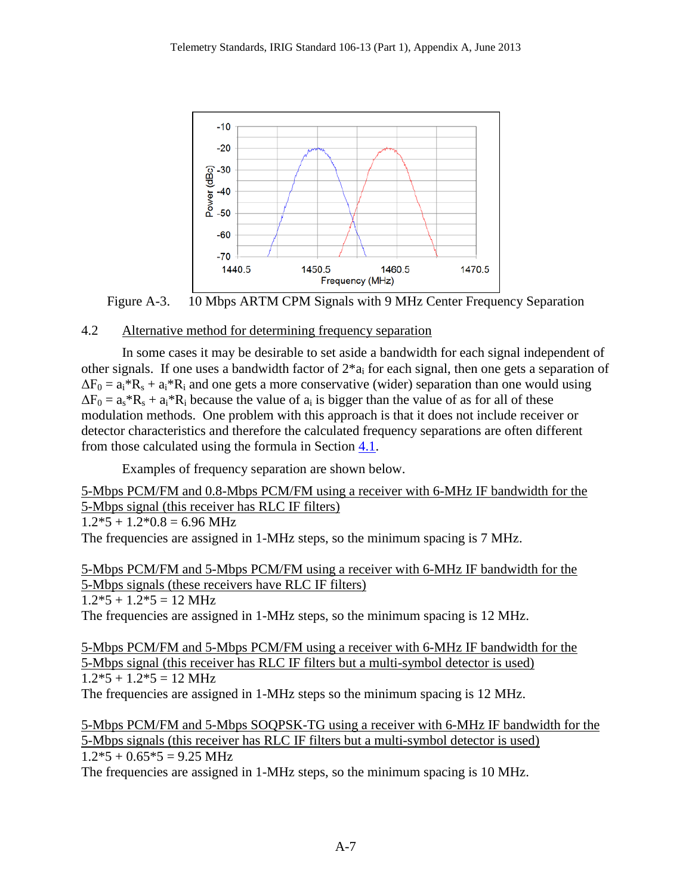Figure A-3. 10 Mbps ARTM CPM Signals with 9 MHz Center Frequency Separation

## 4.2 Alternative method for determining frequency separation

In some cases it may be desirable to set aside a bandwidth for each signal independent of other signals. If one uses a bandwidth factor of $2*a_i$ for each signal, then one gets a separation of $\Delta F_0 = a_i*R_s + a_i*R_i$ and one gets a more conservative (wider) separation than one would using $\Delta F_0 = a_s*R_s + a_i*R_i$ because the value of $a_i$ is bigger than the value of as for all of these modulation methods. One problem with this approach is that it does not include receiver or detector characteristics and therefore the calculated frequency separations are often different from those calculated using the formula in Section 4.1.

Examples of frequency separation are shown below.

5-Mbps PCM/FM and 0.8-Mbps PCM/FM using a receiver with 6-MHz IF bandwidth for the 5-Mbps signal (this receiver has RLC IF filters)
1.2*5 + 1.2*0.8 = 6.96 MHz
The frequencies are assigned in 1-MHz steps, so the minimum spacing is 7 MHz.

5-Mbps PCM/FM and 5-Mbps PCM/FM using a receiver with 6-MHz IF bandwidth for the 5-Mbps signals (these receivers have RLC IF filters)
1.2*5 + 1.2*5 = 12 MHz
The frequencies are assigned in 1-MHz steps, so the minimum spacing is 12 MHz.

5-Mbps PCM/FM and 5-Mbps PCM/FM using a receiver with 6-MHz IF bandwidth for the 5-Mbps signal (this receiver has RLC IF filters but a multi-symbol detector is used)
1.2*5 + 1.2*5 = 12 MHz
The frequencies are assigned in 1-MHz steps so the minimum spacing is 12 MHz.

5-Mbps PCM/FM and 5-Mbps SOQPSK-TG using a receiver with 6-MHz IF bandwidth for the 5-Mbps signals (this receiver has RLC IF filters but a multi-symbol detector is used)
1.2*5 + 0.65*5 = 9.25 MHz
The frequencies are assigned in 1-MHz steps, so the minimum spacing is 10 MHz.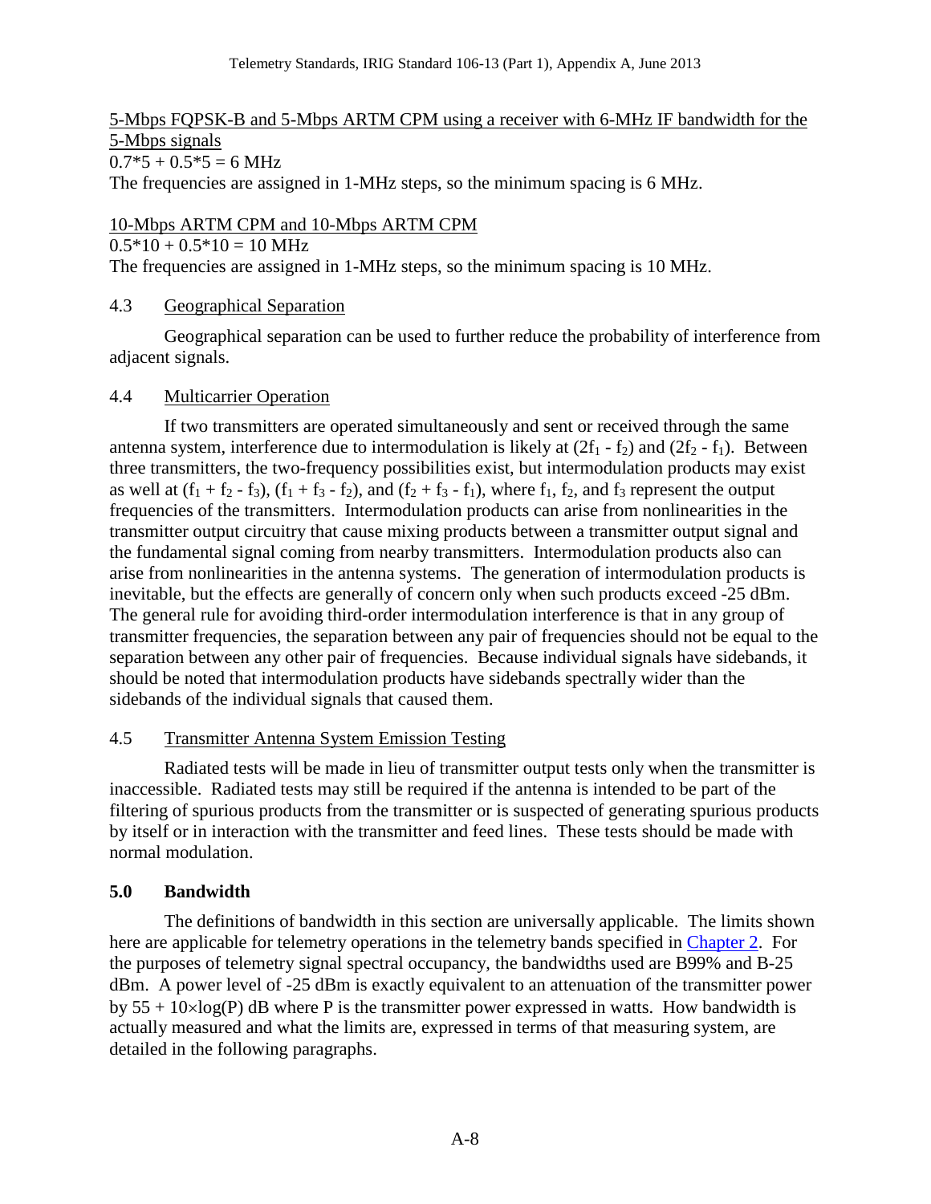<u>5-Mbps FQPSK-B and 5-Mbps ARTM CPM using a receiver with 6-MHz IF bandwidth for the 5-Mbps signals</u>

0.7*5 + 0.5*5 = 6 MHz

The frequencies are assigned in 1-MHz steps, so the minimum spacing is 6 MHz.

<u>10-Mbps ARTM CPM and 10-Mbps ARTM CPM</u>

0.5*10 + 0.5*10 = 10 MHz

The frequencies are assigned in 1-MHz steps, so the minimum spacing is 10 MHz.

### 4.3 Geographical Separation

Geographical separation can be used to further reduce the probability of interference from adjacent signals.

### 4.4 Multicarrier Operation

If two transmitters are operated simultaneously and sent or received through the same antenna system, interference due to intermodulation is likely at $(2f_1 - f_2)$ and $(2f_2 - f_1)$. Between three transmitters, the two-frequency possibilities exist, but intermodulation products may exist as well at $(f_1 + f_2 - f_3)$, $(f_1 + f_3 - f_2)$, and $(f_2 + f_3 - f_1)$, where $f_1$, $f_2$, and $f_3$ represent the output frequencies of the transmitters. Intermodulation products can arise from nonlinearities in the transmitter output circuitry that cause mixing products between a transmitter output signal and the fundamental signal coming from nearby transmitters. Intermodulation products also can arise from nonlinearities in the antenna systems. The generation of intermodulation products is inevitable, but the effects are generally of concern only when such products exceed -25 dBm. The general rule for avoiding third-order intermodulation interference is that in any group of transmitter frequencies, the separation between any pair of frequencies should not be equal to the separation between any other pair of frequencies. Because individual signals have sidebands, it should be noted that intermodulation products have sidebands spectrally wider than the sidebands of the individual signals that caused them.

### 4.5 Transmitter Antenna System Emission Testing

Radiated tests will be made in lieu of transmitter output tests only when the transmitter is inaccessible. Radiated tests may still be required if the antenna is intended to be part of the filtering of spurious products from the transmitter or is suspected of generating spurious products by itself or in interaction with the transmitter and feed lines. These tests should be made with normal modulation.

## 5.0 Bandwidth

The definitions of bandwidth in this section are universally applicable. The limits shown here are applicable for telemetry operations in the telemetry bands specified in Chapter 2. For the purposes of telemetry signal spectral occupancy, the bandwidths used are B99% and B-25 dBm. A power level of -25 dBm is exactly equivalent to an attenuation of the transmitter power by $55 + 10\times\log(P)$ dB where P is the transmitter power expressed in watts. How bandwidth is actually measured and what the limits are, expressed in terms of that measuring system, are detailed in the following paragraphs.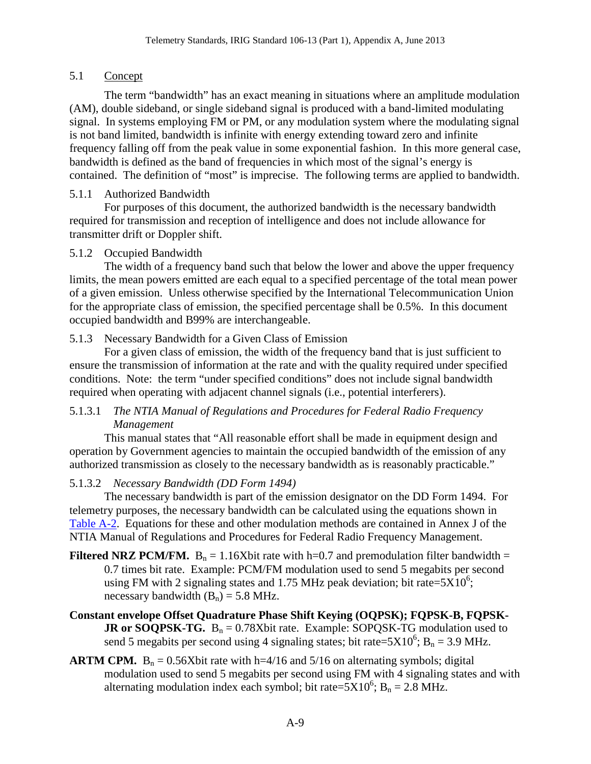## 5.1 Concept

The term "bandwidth" has an exact meaning in situations where an amplitude modulation (AM), double sideband, or single sideband signal is produced with a band-limited modulating signal. In systems employing FM or PM, or any modulation system where the modulating signal is not band limited, bandwidth is infinite with energy extending toward zero and infinite frequency falling off from the peak value in some exponential fashion. In this more general case, bandwidth is defined as the band of frequencies in which most of the signal's energy is contained. The definition of "most" is imprecise. The following terms are applied to bandwidth.

### 5.1.1 Authorized Bandwidth

For purposes of this document, the authorized bandwidth is the necessary bandwidth required for transmission and reception of intelligence and does not include allowance for transmitter drift or Doppler shift.

### 5.1.2 Occupied Bandwidth

The width of a frequency band such that below the lower and above the upper frequency limits, the mean powers emitted are each equal to a specified percentage of the total mean power of a given emission. Unless otherwise specified by the International Telecommunication Union for the appropriate class of emission, the specified percentage shall be 0.5%. In this document occupied bandwidth and B99% are interchangeable.

### 5.1.3 Necessary Bandwidth for a Given Class of Emission

For a given class of emission, the width of the frequency band that is just sufficient to ensure the transmission of information at the rate and with the quality required under specified conditions. Note: the term "under specified conditions" does not include signal bandwidth required when operating with adjacent channel signals (i.e., potential interferers).

#### 5.1.3.1 *The NTIA Manual of Regulations and Procedures for Federal Radio Frequency Management*

This manual states that "All reasonable effort shall be made in equipment design and operation by Government agencies to maintain the occupied bandwidth of the emission of any authorized transmission as closely to the necessary bandwidth as is reasonably practicable."

#### 5.1.3.2 *Necessary Bandwidth (DD Form 1494)*

The necessary bandwidth is part of the emission designator on the DD Form 1494. For telemetry purposes, the necessary bandwidth can be calculated using the equations shown in Table A-2. Equations for these and other modulation methods are contained in Annex J of the NTIA Manual of Regulations and Procedures for Federal Radio Frequency Management.

**Filtered NRZ PCM/FM.** $B_n$ = 1.16Xbit rate with h=0.7 and premodulation filter bandwidth = 0.7 times bit rate. Example: PCM/FM modulation used to send 5 megabits per second using FM with 2 signaling states and 1.75 MHz peak deviation; bit rate=$5X10^6$; necessary bandwidth ($B_n$) = 5.8 MHz.

**Constant envelope Offset Quadrature Phase Shift Keying (OQPSK); FQPSK-B, FQPSK-JR or SOQPSK-TG.** $B_n$ = 0.78Xbit rate. Example: SOPQSK-TG modulation used to send 5 megabits per second using 4 signaling states; bit rate=$5X10^6$; $B_n$ = 3.9 MHz.

**ARTM CPM.** $B_n$ = 0.56Xbit rate with h=4/16 and 5/16 on alternating symbols; digital modulation used to send 5 megabits per second using FM with 4 signaling states and with alternating modulation index each symbol; bit rate=$5X10^6$; $B_n$ = 2.8 MHz.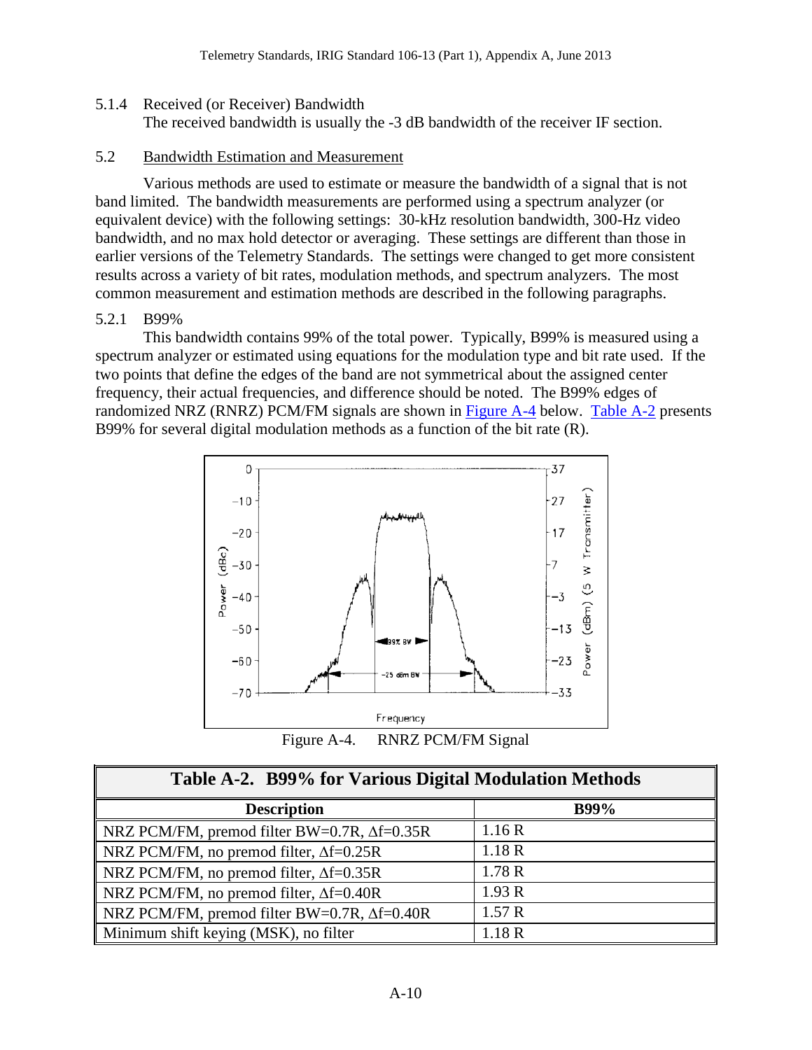5.1.4 Received (or Receiver) Bandwidth

The received bandwidth is usually the -3 dB bandwidth of the receiver IF section.

## 5.2 Bandwidth Estimation and Measurement

Various methods are used to estimate or measure the bandwidth of a signal that is not band limited. The bandwidth measurements are performed using a spectrum analyzer (or equivalent device) with the following settings: 30-kHz resolution bandwidth, 300-Hz video bandwidth, and no max hold detector or averaging. These settings are different than those in earlier versions of the Telemetry Standards. The settings were changed to get more consistent results across a variety of bit rates, modulation methods, and spectrum analyzers. The most common measurement and estimation methods are described in the following paragraphs.

### 5.2.1 B99%

This bandwidth contains 99% of the total power. Typically, B99% is measured using a spectrum analyzer or estimated using equations for the modulation type and bit rate used. If the two points that define the edges of the band are not symmetrical about the assigned center frequency, their actual frequencies, and difference should be noted. The B99% edges of randomized NRZ (RNRZ) PCM/FM signals are shown in Figure A-4 below. Table A-2 presents B99% for several digital modulation methods as a function of the bit rate (R).

Figure A-4. RNRZ PCM/FM Signal

**Table A-2. B99% for Various Digital Modulation Methods**

| Description | B99% |
|---|---|
| NRZ PCM/FM, premod filter BW=0.7R, $\Delta f$=0.35R | 1.16 R |
| NRZ PCM/FM, no premod filter, $\Delta f$=0.25R | 1.18 R |
| NRZ PCM/FM, no premod filter, $\Delta f$=0.35R | 1.78 R |
| NRZ PCM/FM, no premod filter, $\Delta f$=0.40R | 1.93 R |
| NRZ PCM/FM, premod filter BW=0.7R, $\Delta f$=0.40R | 1.57 R |
| Minimum shift keying (MSK), no filter | 1.18 R |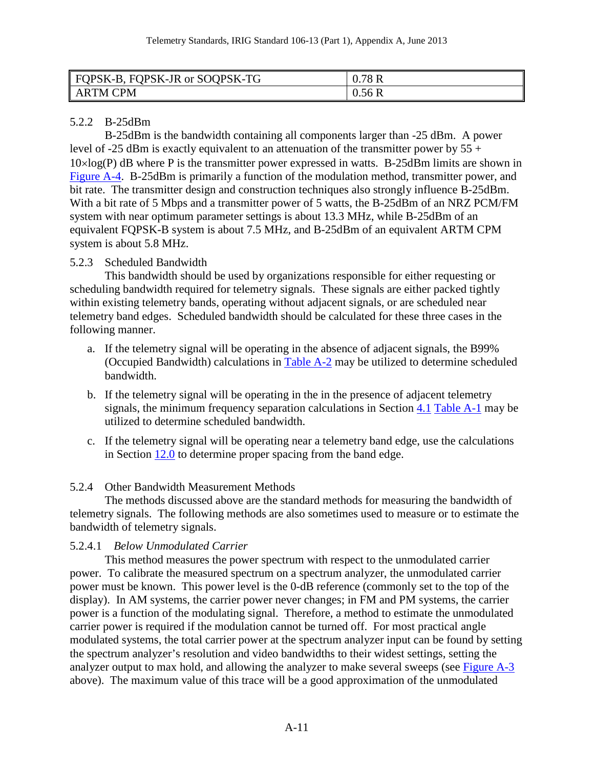| FQPSK-B, FQPSK-JR or SOQPSK-TG | 0.78 R |
|---|---|
| ARTM CPM | 0.56 R |

#### 5.2.2 B-25dBm

B-25dBm is the bandwidth containing all components larger than -25 dBm. A power level of -25 dBm is exactly equivalent to an attenuation of the transmitter power by 55 + 10×log(P) dB where P is the transmitter power expressed in watts. B-25dBm limits are shown in Figure A-4. B-25dBm is primarily a function of the modulation method, transmitter power, and bit rate. The transmitter design and construction techniques also strongly influence B-25dBm. With a bit rate of 5 Mbps and a transmitter power of 5 watts, the B-25dBm of an NRZ PCM/FM system with near optimum parameter settings is about 13.3 MHz, while B-25dBm of an equivalent FQPSK-B system is about 7.5 MHz, and B-25dBm of an equivalent ARTM CPM system is about 5.8 MHz.

#### 5.2.3 Scheduled Bandwidth

This bandwidth should be used by organizations responsible for either requesting or scheduling bandwidth required for telemetry signals. These signals are either packed tightly within existing telemetry bands, operating without adjacent signals, or are scheduled near telemetry band edges. Scheduled bandwidth should be calculated for these three cases in the following manner.

a. If the telemetry signal will be operating in the absence of adjacent signals, the B99% (Occupied Bandwidth) calculations in Table A-2 may be utilized to determine scheduled bandwidth.

b. If the telemetry signal will be operating in the in the presence of adjacent telemetry signals, the minimum frequency separation calculations in Section 4.1 Table A-1 may be utilized to determine scheduled bandwidth.

c. If the telemetry signal will be operating near a telemetry band edge, use the calculations in Section 12.0 to determine proper spacing from the band edge.

#### 5.2.4 Other Bandwidth Measurement Methods

The methods discussed above are the standard methods for measuring the bandwidth of telemetry signals. The following methods are also sometimes used to measure or to estimate the bandwidth of telemetry signals.

##### 5.2.4.1 *Below Unmodulated Carrier*

This method measures the power spectrum with respect to the unmodulated carrier power. To calibrate the measured spectrum on a spectrum analyzer, the unmodulated carrier power must be known. This power level is the 0-dB reference (commonly set to the top of the display). In AM systems, the carrier power never changes; in FM and PM systems, the carrier power is a function of the modulating signal. Therefore, a method to estimate the unmodulated carrier power is required if the modulation cannot be turned off. For most practical angle modulated systems, the total carrier power at the spectrum analyzer input can be found by setting the spectrum analyzer's resolution and video bandwidths to their widest settings, setting the analyzer output to max hold, and allowing the analyzer to make several sweeps (see Figure A-3 above). The maximum value of this trace will be a good approximation of the unmodulated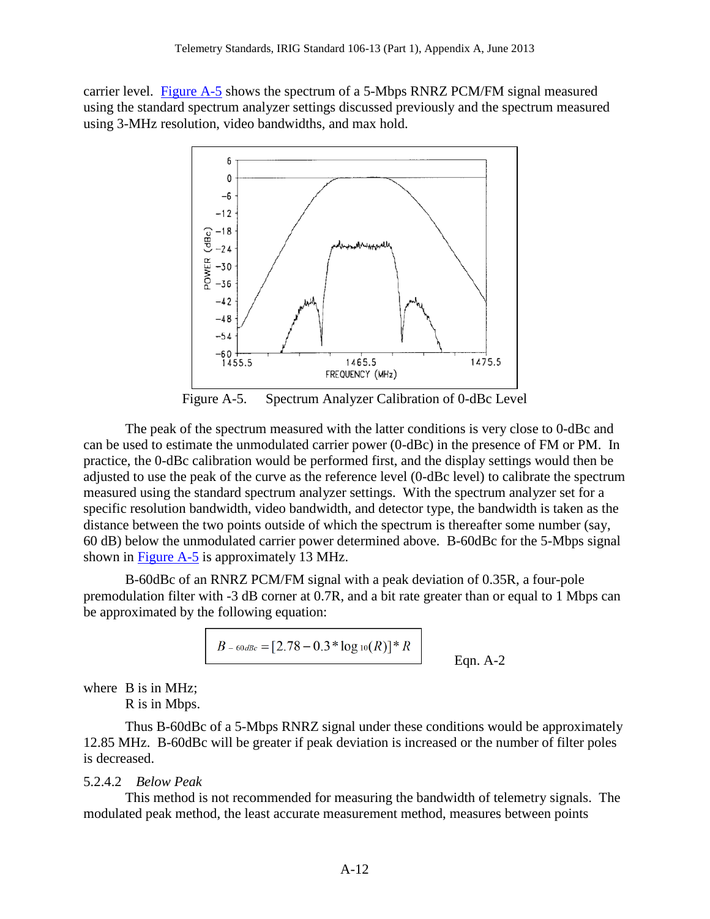carrier level. Figure A-5 shows the spectrum of a 5-Mbps RNRZ PCM/FM signal measured using the standard spectrum analyzer settings discussed previously and the spectrum measured using 3-MHz resolution, video bandwidths, and max hold.

Figure A-5. Spectrum Analyzer Calibration of 0-dBc Level

The peak of the spectrum measured with the latter conditions is very close to 0-dBc and can be used to estimate the unmodulated carrier power (0-dBc) in the presence of FM or PM. In practice, the 0-dBc calibration would be performed first, and the display settings would then be adjusted to use the peak of the curve as the reference level (0-dBc level) to calibrate the spectrum measured using the standard spectrum analyzer settings. With the spectrum analyzer set for a specific resolution bandwidth, video bandwidth, and detector type, the bandwidth is taken as the distance between the two points outside of which the spectrum is thereafter some number (say, 60 dB) below the unmodulated carrier power determined above. B-60dBc for the 5-Mbps signal shown in Figure A-5 is approximately 13 MHz.

B-60dBc of an RNRZ PCM/FM signal with a peak deviation of 0.35R, a four-pole premodulation filter with -3 dB corner at 0.7R, and a bit rate greater than or equal to 1 Mbps can be approximated by the following equation:

$$B_{-60dBc} = [2.78 - 0.3 * \log_{10}(R)] * R \qquad \text{Eqn. A-2}$$

where B is in MHz;
R is in Mbps.

Thus B-60dBc of a 5-Mbps RNRZ signal under these conditions would be approximately 12.85 MHz. B-60dBc will be greater if peak deviation is increased or the number of filter poles is decreased.

#### 5.2.4.2 *Below Peak*

This method is not recommended for measuring the bandwidth of telemetry signals. The modulated peak method, the least accurate measurement method, measures between points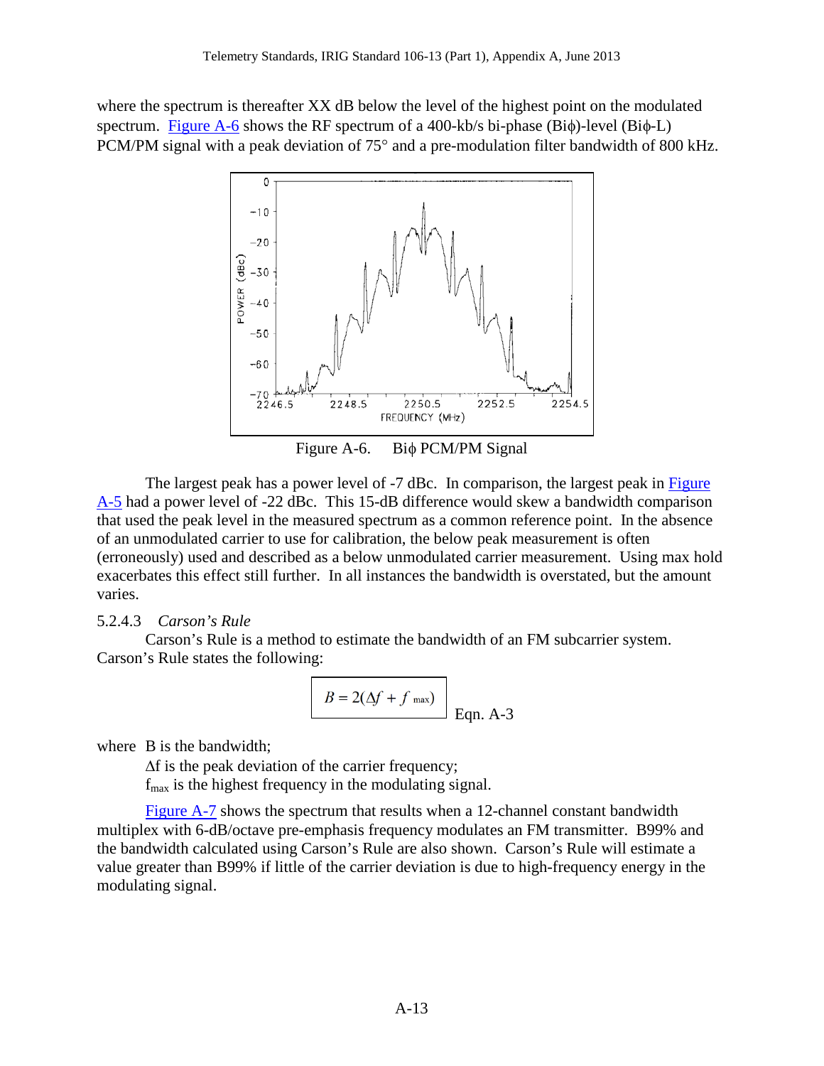where the spectrum is thereafter XX dB below the level of the highest point on the modulated spectrum. Figure A-6 shows the RF spectrum of a 400-kb/s bi-phase (Biϕ)-level (Biϕ-L) PCM/PM signal with a peak deviation of 75° and a pre-modulation filter bandwidth of 800 kHz.

Figure A-6. Biϕ PCM/PM Signal

The largest peak has a power level of -7 dBc. In comparison, the largest peak in Figure A-5 had a power level of -22 dBc. This 15-dB difference would skew a bandwidth comparison that used the peak level in the measured spectrum as a common reference point. In the absence of an unmodulated carrier to use for calibration, the below peak measurement is often (erroneously) used and described as a below unmodulated carrier measurement. Using max hold exacerbates this effect still further. In all instances the bandwidth is overstated, but the amount varies.

#### 5.2.4.3 *Carson's Rule*

Carson's Rule is a method to estimate the bandwidth of an FM subcarrier system. Carson's Rule states the following:

$$B = 2(\Delta f + f_{\max}) \qquad \text{Eqn. A-3}$$

where B is the bandwidth;
$\Delta f$ is the peak deviation of the carrier frequency;
$f_{max}$ is the highest frequency in the modulating signal.

Figure A-7 shows the spectrum that results when a 12-channel constant bandwidth multiplex with 6-dB/octave pre-emphasis frequency modulates an FM transmitter. B99% and the bandwidth calculated using Carson's Rule are also shown. Carson's Rule will estimate a value greater than B99% if little of the carrier deviation is due to high-frequency energy in the modulating signal.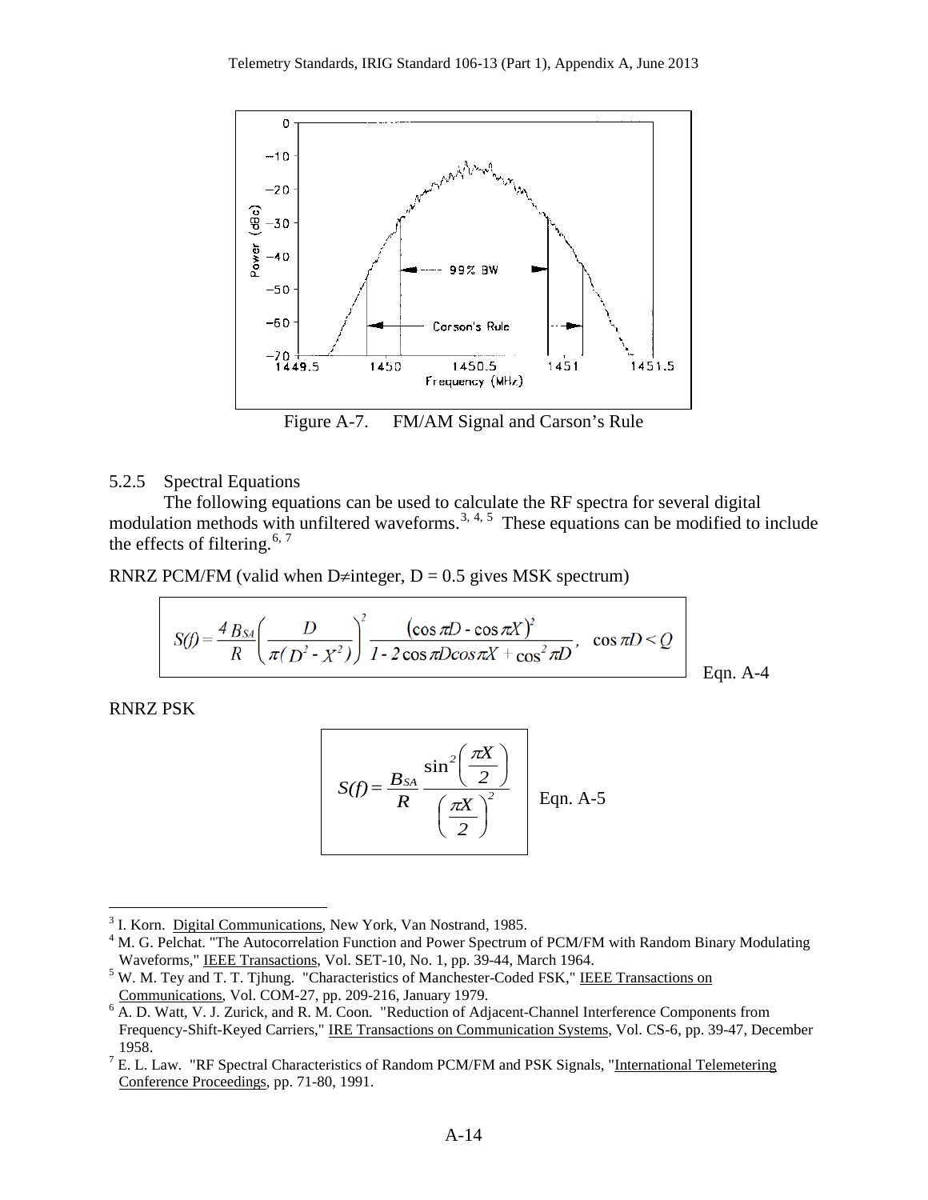Figure A-7. FM/AM Signal and Carson's Rule

### 5.2.5 Spectral Equations

The following equations can be used to calculate the RF spectra for several digital modulation methods with unfiltered waveforms.[3, 4, 5] These equations can be modified to include the effects of filtering.[6, 7]

RNRZ PCM/FM (valid when D≠integer, D = 0.5 gives MSK spectrum)

$$S(f) = \frac{4\,B_{SA}}{R}\left(\frac{D}{\pi(D^2 - X^2)}\right)^2 \frac{(\cos\pi D - \cos\pi X)^2}{1 - 2\cos\pi D\cos\pi X + \cos^2\pi D}, \quad \cos\pi D < Q \qquad \text{Eqn. A-4}$$

RNRZ PSK

$$S(f) = \frac{B_{SA}}{R}\,\frac{\sin^2\left(\frac{\pi X}{2}\right)}{\left(\frac{\pi X}{2}\right)^2} \qquad \text{Eqn. A-5}$$

---

[3] I. Korn. Digital Communications, New York, Van Nostrand, 1985.

[4] M. G. Pelchat. "The Autocorrelation Function and Power Spectrum of PCM/FM with Random Binary Modulating Waveforms," IEEE Transactions, Vol. SET-10, No. 1, pp. 39-44, March 1964.

[5] W. M. Tey and T. T. Tjhung. "Characteristics of Manchester-Coded FSK," IEEE Transactions on Communications, Vol. COM-27, pp. 209-216, January 1979.

[6] A. D. Watt, V. J. Zurick, and R. M. Coon. "Reduction of Adjacent-Channel Interference Components from Frequency-Shift-Keyed Carriers," IRE Transactions on Communication Systems, Vol. CS-6, pp. 39-47, December 1958.

[7] E. L. Law. "RF Spectral Characteristics of Random PCM/FM and PSK Signals, "International Telemetering Conference Proceedings, pp. 71-80, 1991.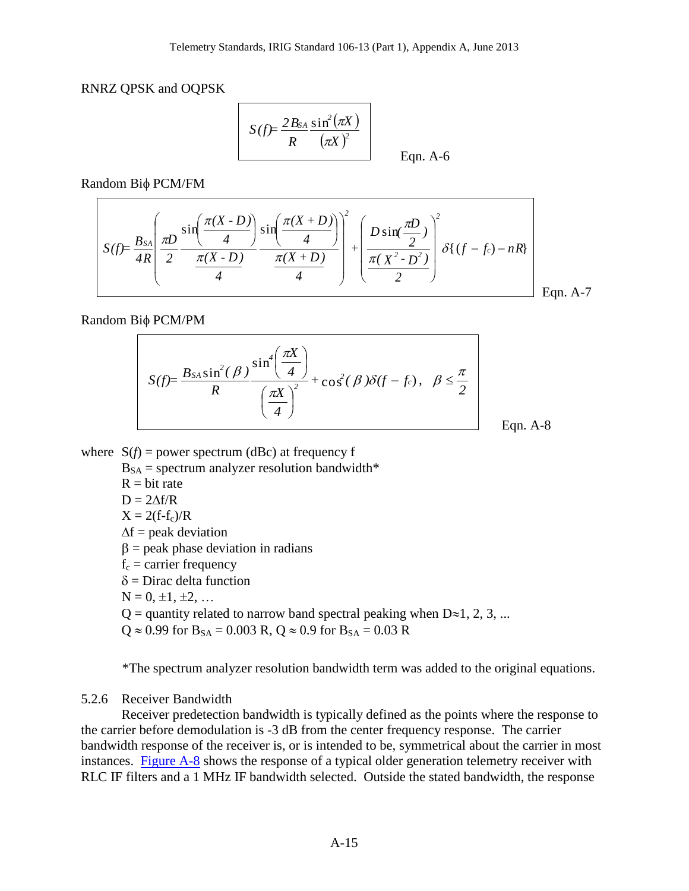RNRZ QPSK and OQPSK

$$S(f) = \frac{2B_{SA}}{R}\frac{\sin^2(\pi X)}{(\pi X)^2} \qquad \text{Eqn. A-6}$$

Random Biϕ PCM/FM

$$S(f) = \frac{B_{SA}}{4R}\left(\frac{\pi D}{2}\frac{\sin\left(\frac{\pi(X-D)}{4}\right)}{\frac{\pi(X-D)}{4}}\frac{\sin\left(\frac{\pi(X+D)}{4}\right)}{\frac{\pi(X+D)}{4}}\right)^2 + \left(\frac{D\sin\left(\frac{\pi D}{2}\right)}{\frac{\pi(X^2-D^2)}{2}}\right)^2 \delta\{(f-f_c)-nR\} \qquad \text{Eqn. A-7}$$

Random Biϕ PCM/PM

$$S(f) = \frac{B_{SA}\sin^2(\beta)}{R}\frac{\sin^4\left(\frac{\pi X}{4}\right)}{\left(\frac{\pi X}{4}\right)^2} + \cos^2(\beta)\delta(f-f_c), \quad \beta \le \frac{\pi}{2} \qquad \text{Eqn. A-8}$$

where $S(f)$ = power spectrum (dBc) at frequency f
$B_{SA}$ = spectrum analyzer resolution bandwidth*
R = bit rate
$D = 2\Delta f/R$
$X = 2(f-f_c)/R$
$\Delta f$ = peak deviation
$\beta$ = peak phase deviation in radians
$f_c$ = carrier frequency
$\delta$ = Dirac delta function
N = 0, ±1, ±2, …
Q = quantity related to narrow band spectral peaking when $D \approx 1, 2, 3, \ldots$
$Q \approx 0.99$ for $B_{SA} = 0.003$ R, $Q \approx 0.9$ for $B_{SA} = 0.03$ R

*The spectrum analyzer resolution bandwidth term was added to the original equations.

### 5.2.6 Receiver Bandwidth

Receiver predetection bandwidth is typically defined as the points where the response to the carrier before demodulation is -3 dB from the center frequency response. The carrier bandwidth response of the receiver is, or is intended to be, symmetrical about the carrier in most instances. Figure A-8 shows the response of a typical older generation telemetry receiver with RLC IF filters and a 1 MHz IF bandwidth selected. Outside the stated bandwidth, the response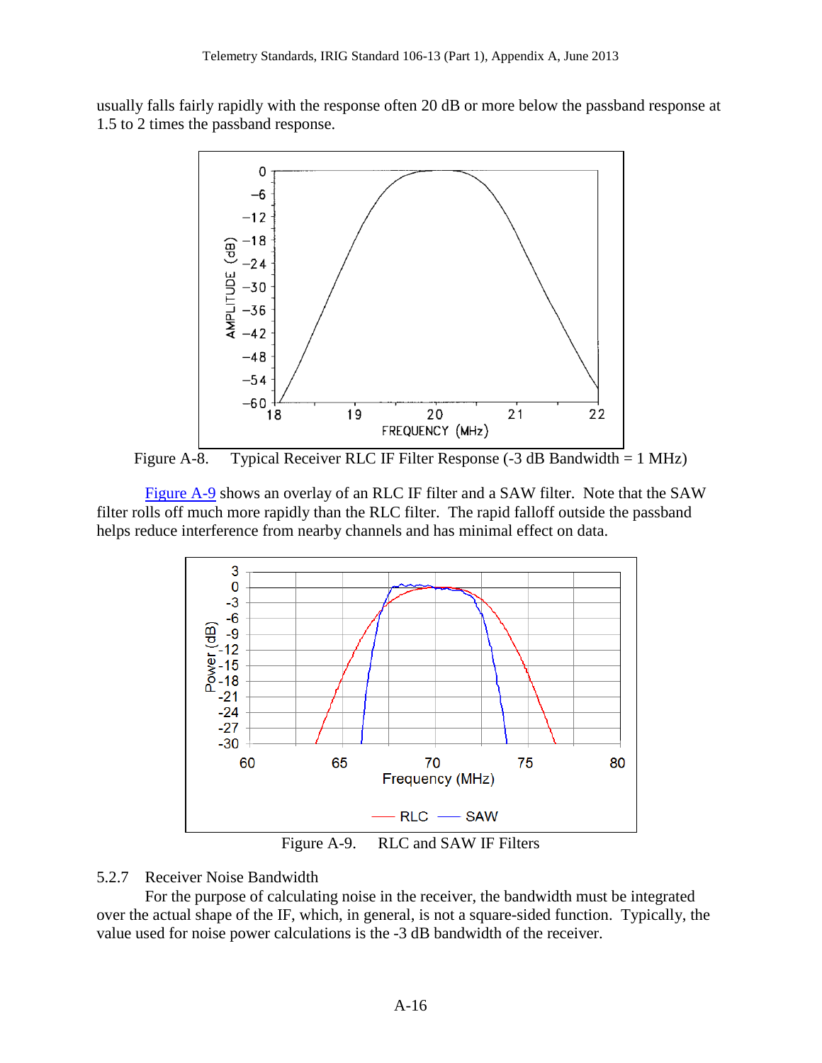usually falls fairly rapidly with the response often 20 dB or more below the passband response at 1.5 to 2 times the passband response.

Figure A-8. Typical Receiver RLC IF Filter Response (-3 dB Bandwidth = 1 MHz)

Figure A-9 shows an overlay of an RLC IF filter and a SAW filter. Note that the SAW filter rolls off much more rapidly than the RLC filter. The rapid falloff outside the passband helps reduce interference from nearby channels and has minimal effect on data.

Figure A-9. RLC and SAW IF Filters

5.2.7 Receiver Noise Bandwidth

For the purpose of calculating noise in the receiver, the bandwidth must be integrated over the actual shape of the IF, which, in general, is not a square-sided function. Typically, the value used for noise power calculations is the -3 dB bandwidth of the receiver.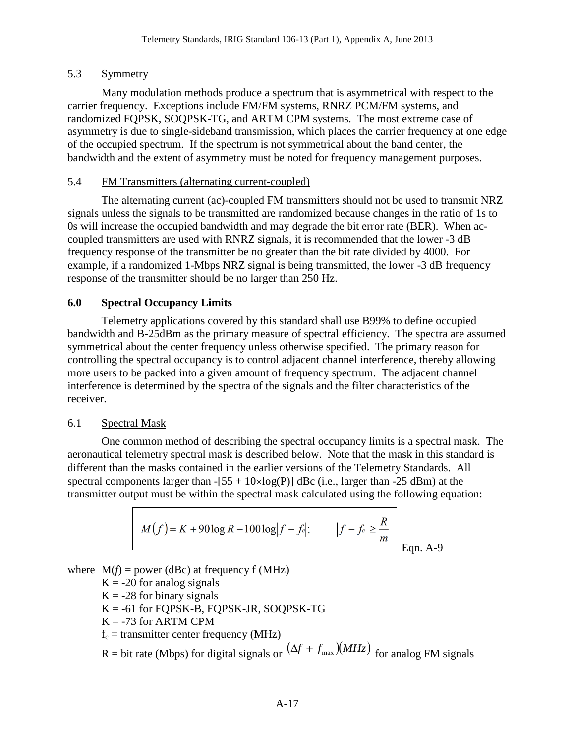### 5.3 Symmetry

Many modulation methods produce a spectrum that is asymmetrical with respect to the carrier frequency. Exceptions include FM/FM systems, RNRZ PCM/FM systems, and randomized FQPSK, SOQPSK-TG, and ARTM CPM systems. The most extreme case of asymmetry is due to single-sideband transmission, which places the carrier frequency at one edge of the occupied spectrum. If the spectrum is not symmetrical about the band center, the bandwidth and the extent of asymmetry must be noted for frequency management purposes.

### 5.4 FM Transmitters (alternating current-coupled)

The alternating current (ac)-coupled FM transmitters should not be used to transmit NRZ signals unless the signals to be transmitted are randomized because changes in the ratio of 1s to 0s will increase the occupied bandwidth and may degrade the bit error rate (BER). When ac-coupled transmitters are used with RNRZ signals, it is recommended that the lower -3 dB frequency response of the transmitter be no greater than the bit rate divided by 4000. For example, if a randomized 1-Mbps NRZ signal is being transmitted, the lower -3 dB frequency response of the transmitter should be no larger than 250 Hz.

## 6.0 Spectral Occupancy Limits

Telemetry applications covered by this standard shall use B99% to define occupied bandwidth and B-25dBm as the primary measure of spectral efficiency. The spectra are assumed symmetrical about the center frequency unless otherwise specified. The primary reason for controlling the spectral occupancy is to control adjacent channel interference, thereby allowing more users to be packed into a given amount of frequency spectrum. The adjacent channel interference is determined by the spectra of the signals and the filter characteristics of the receiver.

### 6.1 Spectral Mask

One common method of describing the spectral occupancy limits is a spectral mask. The aeronautical telemetry spectral mask is described below. Note that the mask in this standard is different than the masks contained in the earlier versions of the Telemetry Standards. All spectral components larger than $-[55 + 10\times\log(P)]$ dBc (i.e., larger than -25 dBm) at the transmitter output must be within the spectral mask calculated using the following equation:

$$M(f) = K + 90\log R - 100\log|f - f_c|; \qquad |f - f_c| \geq \frac{R}{m} \qquad \text{Eqn. A-9}$$

where $M(f)$ = power (dBc) at frequency f (MHz)
- K = -20 for analog signals
- K = -28 for binary signals
- K = -61 for FQPSK-B, FQPSK-JR, SOQPSK-TG
- K = -73 for ARTM CPM
- $f_c$ = transmitter center frequency (MHz)
- R = bit rate (Mbps) for digital signals or $(\Delta f + f_{max})(MHz)$ for analog FM signals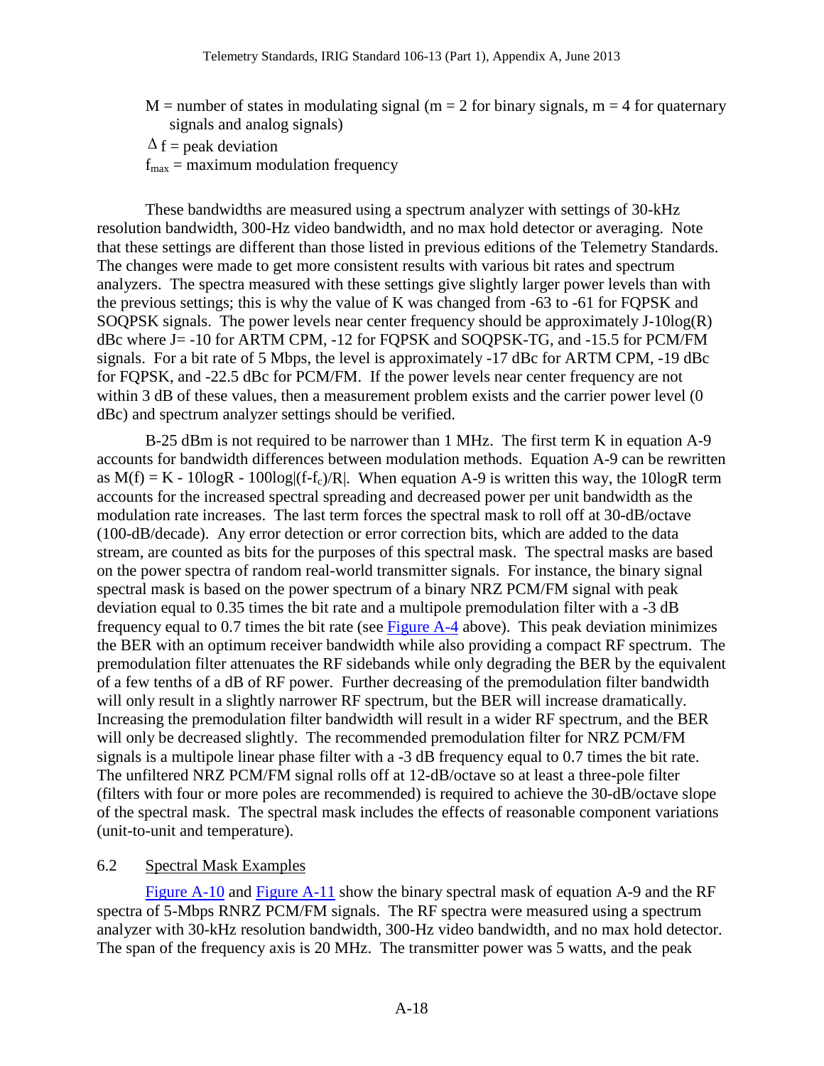M = number of states in modulating signal (m = 2 for binary signals, m = 4 for quaternary signals and analog signals)

$\Delta$ f = peak deviation

$f_{max}$ = maximum modulation frequency

These bandwidths are measured using a spectrum analyzer with settings of 30-kHz resolution bandwidth, 300-Hz video bandwidth, and no max hold detector or averaging. Note that these settings are different than those listed in previous editions of the Telemetry Standards. The changes were made to get more consistent results with various bit rates and spectrum analyzers. The spectra measured with these settings give slightly larger power levels than with the previous settings; this is why the value of K was changed from -63 to -61 for FQPSK and SOQPSK signals. The power levels near center frequency should be approximately J-10log(R) dBc where J= -10 for ARTM CPM, -12 for FQPSK and SOQPSK-TG, and -15.5 for PCM/FM signals. For a bit rate of 5 Mbps, the level is approximately -17 dBc for ARTM CPM, -19 dBc for FQPSK, and -22.5 dBc for PCM/FM. If the power levels near center frequency are not within 3 dB of these values, then a measurement problem exists and the carrier power level (0 dBc) and spectrum analyzer settings should be verified.

B-25 dBm is not required to be narrower than 1 MHz. The first term K in equation A-9 accounts for bandwidth differences between modulation methods. Equation A-9 can be rewritten as $M(f) = K - 10\log R - 100\log|(f-f_c)/R|$. When equation A-9 is written this way, the 10logR term accounts for the increased spectral spreading and decreased power per unit bandwidth as the modulation rate increases. The last term forces the spectral mask to roll off at 30-dB/octave (100-dB/decade). Any error detection or error correction bits, which are added to the data stream, are counted as bits for the purposes of this spectral mask. The spectral masks are based on the power spectra of random real-world transmitter signals. For instance, the binary signal spectral mask is based on the power spectrum of a binary NRZ PCM/FM signal with peak deviation equal to 0.35 times the bit rate and a multipole premodulation filter with a -3 dB frequency equal to 0.7 times the bit rate (see Figure A-4 above). This peak deviation minimizes the BER with an optimum receiver bandwidth while also providing a compact RF spectrum. The premodulation filter attenuates the RF sidebands while only degrading the BER by the equivalent of a few tenths of a dB of RF power. Further decreasing of the premodulation filter bandwidth will only result in a slightly narrower RF spectrum, but the BER will increase dramatically. Increasing the premodulation filter bandwidth will result in a wider RF spectrum, and the BER will only be decreased slightly. The recommended premodulation filter for NRZ PCM/FM signals is a multipole linear phase filter with a -3 dB frequency equal to 0.7 times the bit rate. The unfiltered NRZ PCM/FM signal rolls off at 12-dB/octave so at least a three-pole filter (filters with four or more poles are recommended) is required to achieve the 30-dB/octave slope of the spectral mask. The spectral mask includes the effects of reasonable component variations (unit-to-unit and temperature).

## 6.2 Spectral Mask Examples

Figure A-10 and Figure A-11 show the binary spectral mask of equation A-9 and the RF spectra of 5-Mbps RNRZ PCM/FM signals. The RF spectra were measured using a spectrum analyzer with 30-kHz resolution bandwidth, 300-Hz video bandwidth, and no max hold detector. The span of the frequency axis is 20 MHz. The transmitter power was 5 watts, and the peak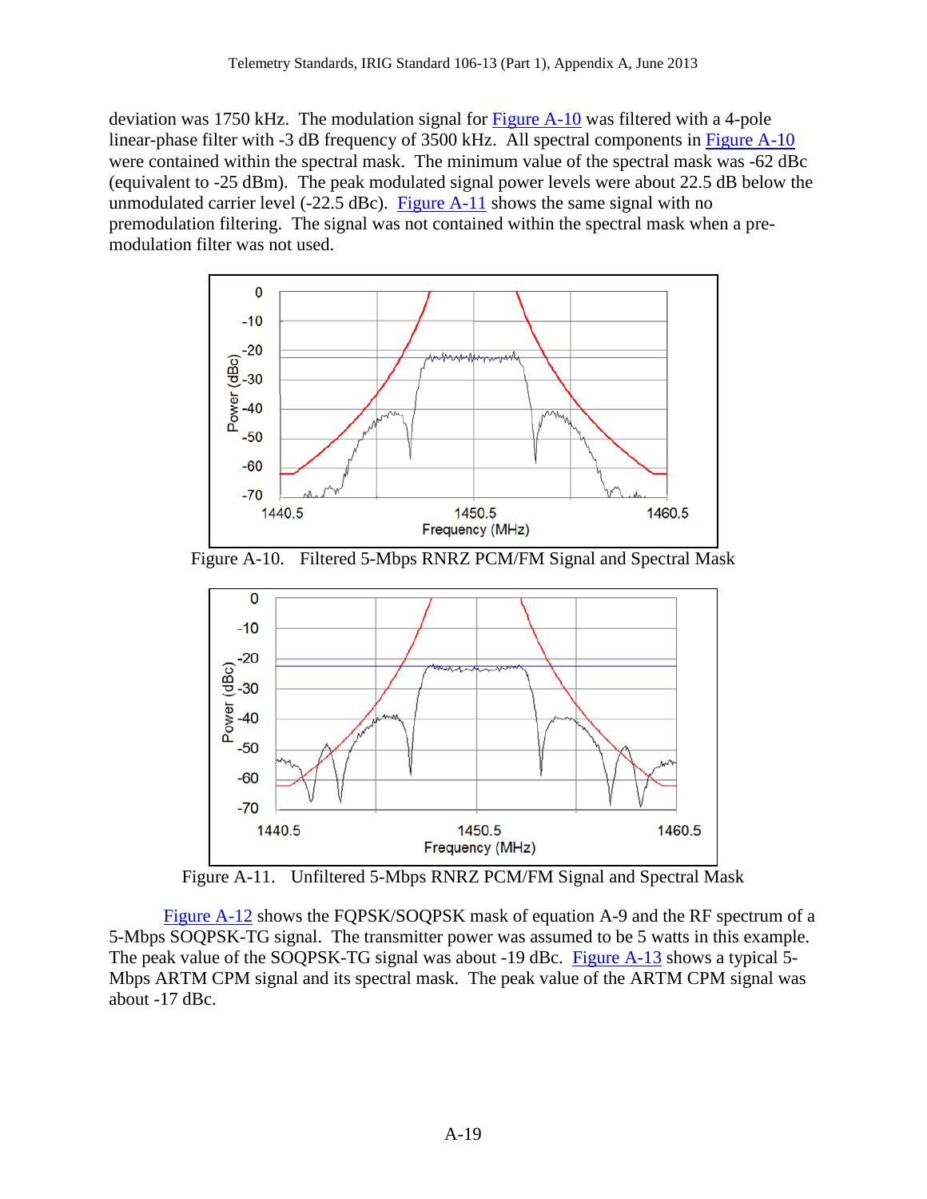deviation was 1750 kHz. The modulation signal for Figure A-10 was filtered with a 4-pole linear-phase filter with -3 dB frequency of 3500 kHz. All spectral components in Figure A-10 were contained within the spectral mask. The minimum value of the spectral mask was -62 dBc (equivalent to -25 dBm). The peak modulated signal power levels were about 22.5 dB below the unmodulated carrier level (-22.5 dBc). Figure A-11 shows the same signal with no premodulation filtering. The signal was not contained within the spectral mask when a pre-modulation filter was not used.

Figure A-10. Filtered 5-Mbps RNRZ PCM/FM Signal and Spectral Mask

Figure A-11. Unfiltered 5-Mbps RNRZ PCM/FM Signal and Spectral Mask

Figure A-12 shows the FQPSK/SOQPSK mask of equation A-9 and the RF spectrum of a 5-Mbps SOQPSK-TG signal. The transmitter power was assumed to be 5 watts in this example. The peak value of the SOQPSK-TG signal was about -19 dBc. Figure A-13 shows a typical 5-Mbps ARTM CPM signal and its spectral mask. The peak value of the ARTM CPM signal was about -17 dBc.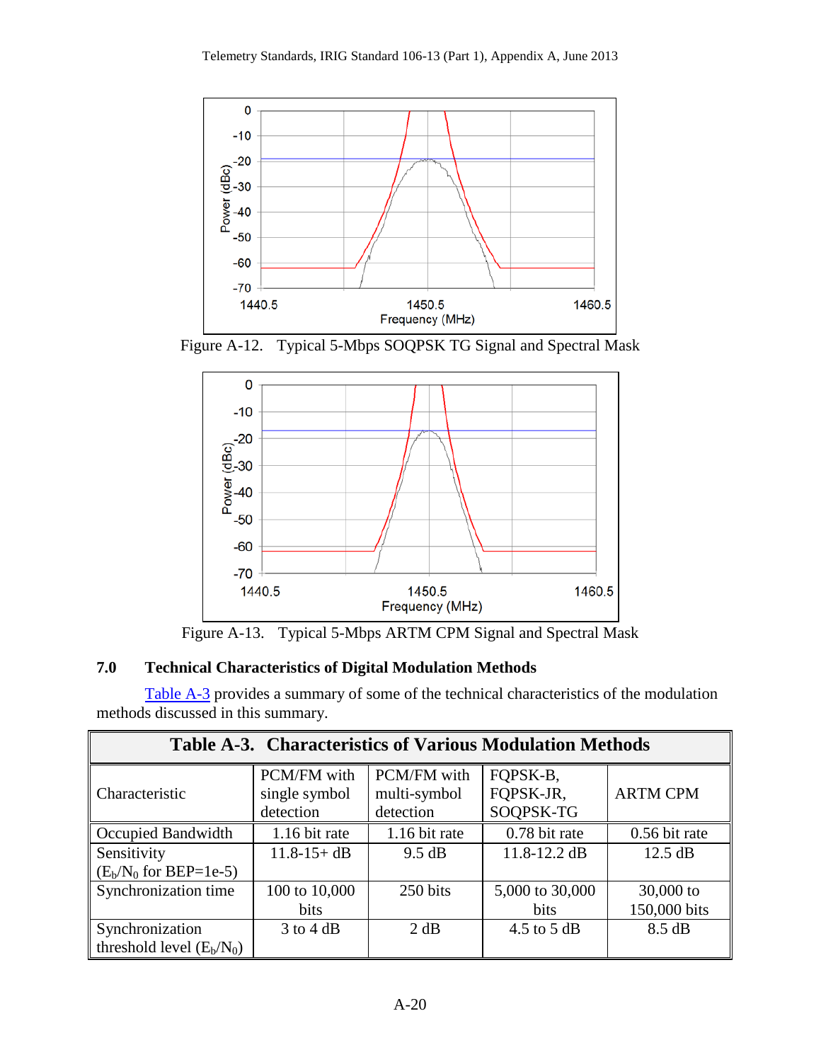Figure A-12. Typical 5-Mbps SOQPSK TG Signal and Spectral Mask

Figure A-13. Typical 5-Mbps ARTM CPM Signal and Spectral Mask

## 7.0 Technical Characteristics of Digital Modulation Methods

Table A-3 provides a summary of some of the technical characteristics of the modulation methods discussed in this summary.

**Table A-3. Characteristics of Various Modulation Methods**

| Characteristic | PCM/FM with single symbol detection | PCM/FM with multi-symbol detection | FQPSK-B, FQPSK-JR, SOQPSK-TG | ARTM CPM |
|---|---|---|---|---|
| Occupied Bandwidth | 1.16 bit rate | 1.16 bit rate | 0.78 bit rate | 0.56 bit rate |
| Sensitivity ($E_b/N_0$ for BEP=1e-5) | 11.8-15+ dB | 9.5 dB | 11.8-12.2 dB | 12.5 dB |
| Synchronization time | 100 to 10,000 bits | 250 bits | 5,000 to 30,000 bits | 30,000 to 150,000 bits |
| Synchronization threshold level ($E_b/N_0$) | 3 to 4 dB | 2 dB | 4.5 to 5 dB | 8.5 dB |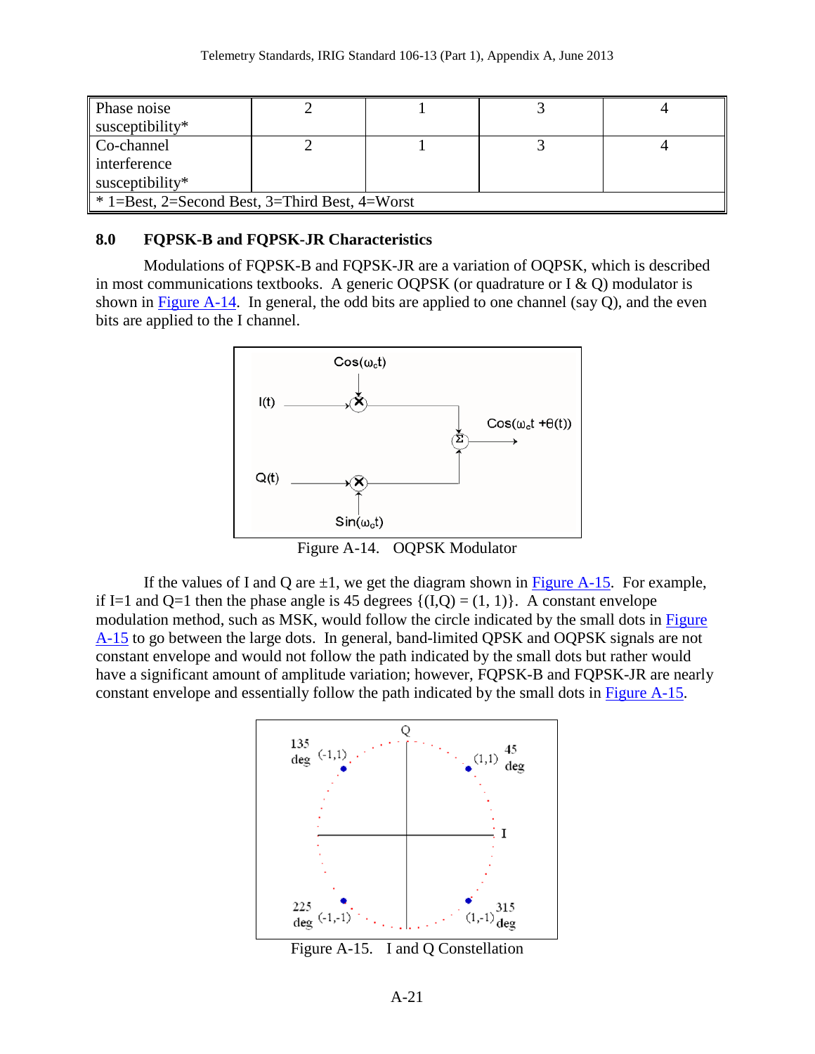| Phase noise susceptibility* | 2 | 1 | 3 | 4 |
|---|---|---|---|---|
| Co-channel interference susceptibility* | 2 | 1 | 3 | 4 |
| * 1=Best, 2=Second Best, 3=Third Best, 4=Worst | | | | |

## 8.0 FQPSK-B and FQPSK-JR Characteristics

Modulations of FQPSK-B and FQPSK-JR are a variation of OQPSK, which is described in most communications textbooks. A generic OQPSK (or quadrature or I & Q) modulator is shown in Figure A-14. In general, the odd bits are applied to one channel (say Q), and the even bits are applied to the I channel.

Figure A-14. OQPSK Modulator

If the values of I and Q are ±1, we get the diagram shown in Figure A-15. For example, if I=1 and Q=1 then the phase angle is 45 degrees {(I,Q) = (1, 1)}. A constant envelope modulation method, such as MSK, would follow the circle indicated by the small dots in Figure A-15 to go between the large dots. In general, band-limited QPSK and OQPSK signals are not constant envelope and would not follow the path indicated by the small dots but rather would have a significant amount of amplitude variation; however, FQPSK-B and FQPSK-JR are nearly constant envelope and essentially follow the path indicated by the small dots in Figure A-15.

Figure A-15. I and Q Constellation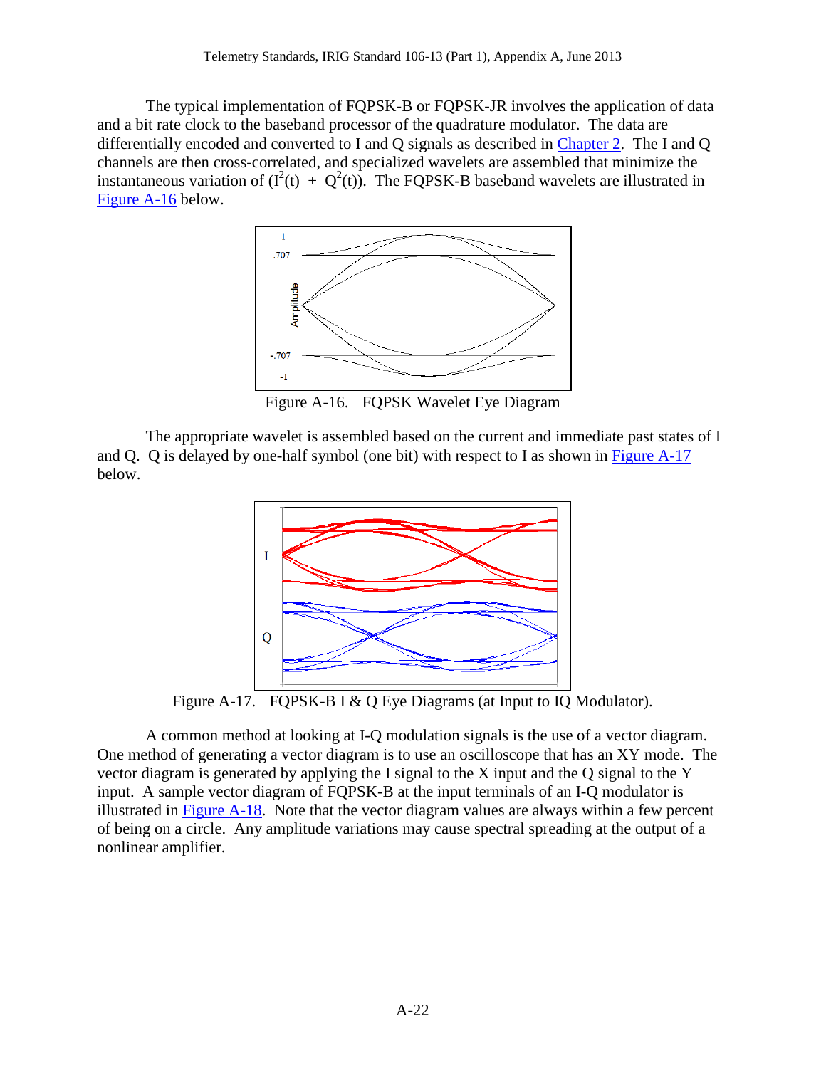The typical implementation of FQPSK-B or FQPSK-JR involves the application of data and a bit rate clock to the baseband processor of the quadrature modulator. The data are differentially encoded and converted to I and Q signals as described in Chapter 2. The I and Q channels are then cross-correlated, and specialized wavelets are assembled that minimize the instantaneous variation of ($I^2(t) + Q^2(t)$). The FQPSK-B baseband wavelets are illustrated in Figure A-16 below.

Figure A-16. FQPSK Wavelet Eye Diagram

The appropriate wavelet is assembled based on the current and immediate past states of I and Q. Q is delayed by one-half symbol (one bit) with respect to I as shown in Figure A-17 below.

Figure A-17. FQPSK-B I & Q Eye Diagrams (at Input to IQ Modulator).

A common method at looking at I-Q modulation signals is the use of a vector diagram. One method of generating a vector diagram is to use an oscilloscope that has an XY mode. The vector diagram is generated by applying the I signal to the X input and the Q signal to the Y input. A sample vector diagram of FQPSK-B at the input terminals of an I-Q modulator is illustrated in Figure A-18. Note that the vector diagram values are always within a few percent of being on a circle. Any amplitude variations may cause spectral spreading at the output of a nonlinear amplifier.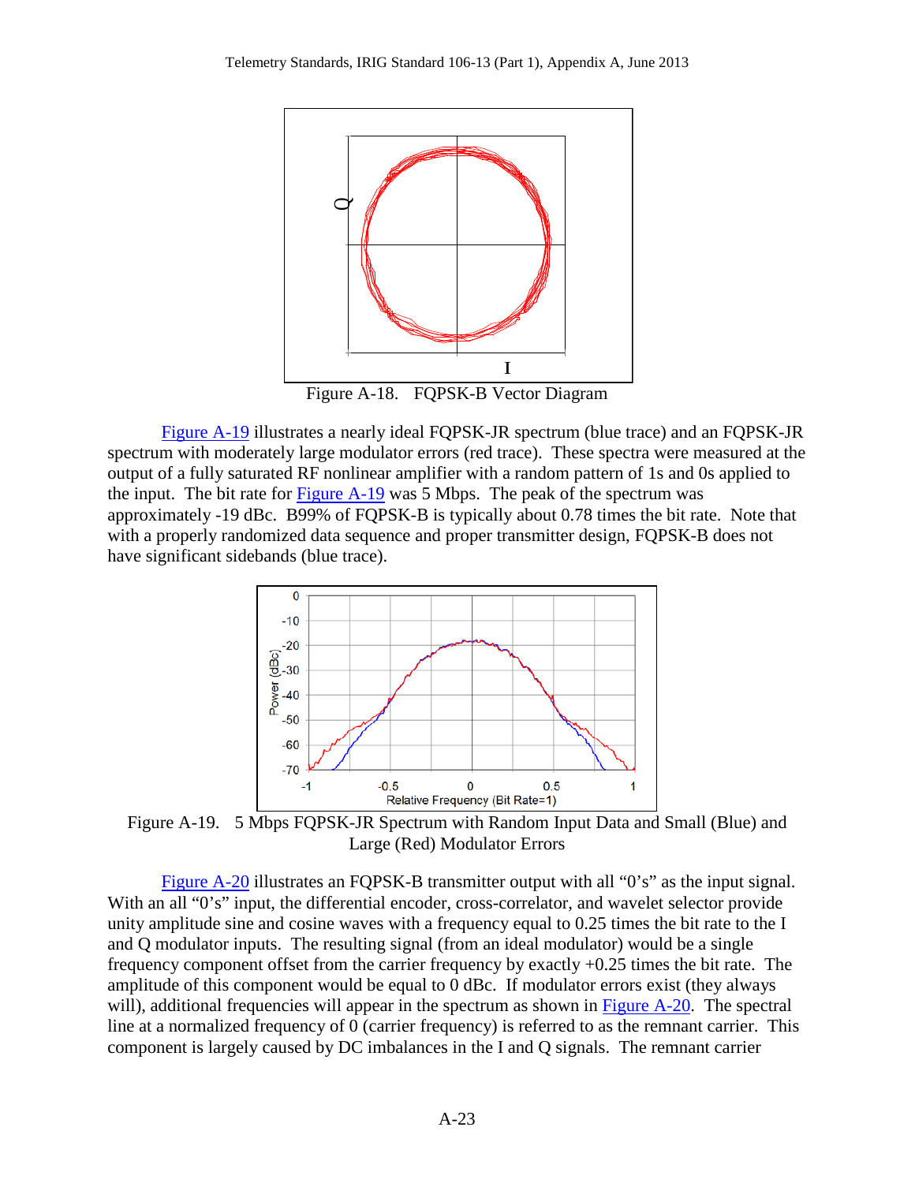Figure A-18. FQPSK-B Vector Diagram

Figure A-19 illustrates a nearly ideal FQPSK-JR spectrum (blue trace) and an FQPSK-JR spectrum with moderately large modulator errors (red trace). These spectra were measured at the output of a fully saturated RF nonlinear amplifier with a random pattern of 1s and 0s applied to the input. The bit rate for Figure A-19 was 5 Mbps. The peak of the spectrum was approximately -19 dBc. B99% of FQPSK-B is typically about 0.78 times the bit rate. Note that with a properly randomized data sequence and proper transmitter design, FQPSK-B does not have significant sidebands (blue trace).

Figure A-19. 5 Mbps FQPSK-JR Spectrum with Random Input Data and Small (Blue) and Large (Red) Modulator Errors

Figure A-20 illustrates an FQPSK-B transmitter output with all "0's" as the input signal. With an all "0's" input, the differential encoder, cross-correlator, and wavelet selector provide unity amplitude sine and cosine waves with a frequency equal to 0.25 times the bit rate to the I and Q modulator inputs. The resulting signal (from an ideal modulator) would be a single frequency component offset from the carrier frequency by exactly +0.25 times the bit rate. The amplitude of this component would be equal to 0 dBc. If modulator errors exist (they always will), additional frequencies will appear in the spectrum as shown in Figure A-20. The spectral line at a normalized frequency of 0 (carrier frequency) is referred to as the remnant carrier. This component is largely caused by DC imbalances in the I and Q signals. The remnant carrier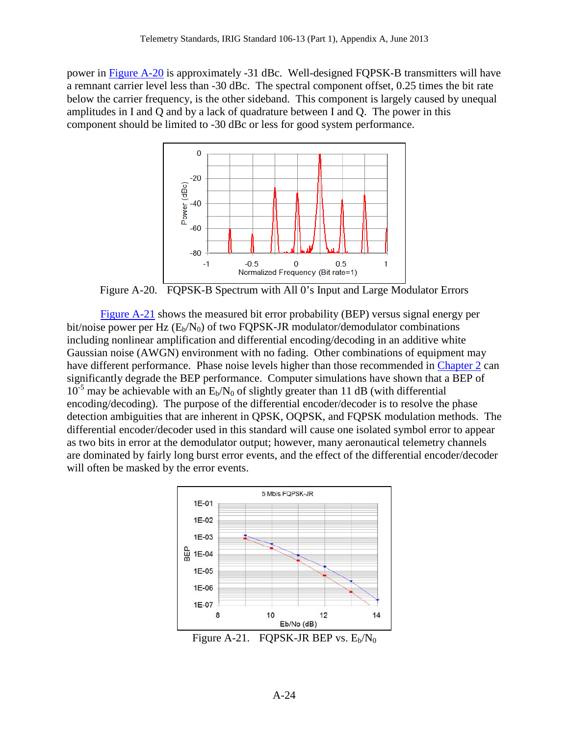power in Figure A-20 is approximately -31 dBc. Well-designed FQPSK-B transmitters will have a remnant carrier level less than -30 dBc. The spectral component offset, 0.25 times the bit rate below the carrier frequency, is the other sideband. This component is largely caused by unequal amplitudes in I and Q and by a lack of quadrature between I and Q. The power in this component should be limited to -30 dBc or less for good system performance.

Figure A-20. FQPSK-B Spectrum with All 0's Input and Large Modulator Errors

Figure A-21 shows the measured bit error probability (BEP) versus signal energy per bit/noise power per Hz ($E_b/N_0$) of two FQPSK-JR modulator/demodulator combinations including nonlinear amplification and differential encoding/decoding in an additive white Gaussian noise (AWGN) environment with no fading. Other combinations of equipment may have different performance. Phase noise levels higher than those recommended in Chapter 2 can significantly degrade the BEP performance. Computer simulations have shown that a BEP of $10^{-5}$ may be achievable with an $E_b/N_0$ of slightly greater than 11 dB (with differential encoding/decoding). The purpose of the differential encoder/decoder is to resolve the phase detection ambiguities that are inherent in QPSK, OQPSK, and FQPSK modulation methods. The differential encoder/decoder used in this standard will cause one isolated symbol error to appear as two bits in error at the demodulator output; however, many aeronautical telemetry channels are dominated by fairly long burst error events, and the effect of the differential encoder/decoder will often be masked by the error events.

Figure A-21. FQPSK-JR BEP vs. $E_b/N_0$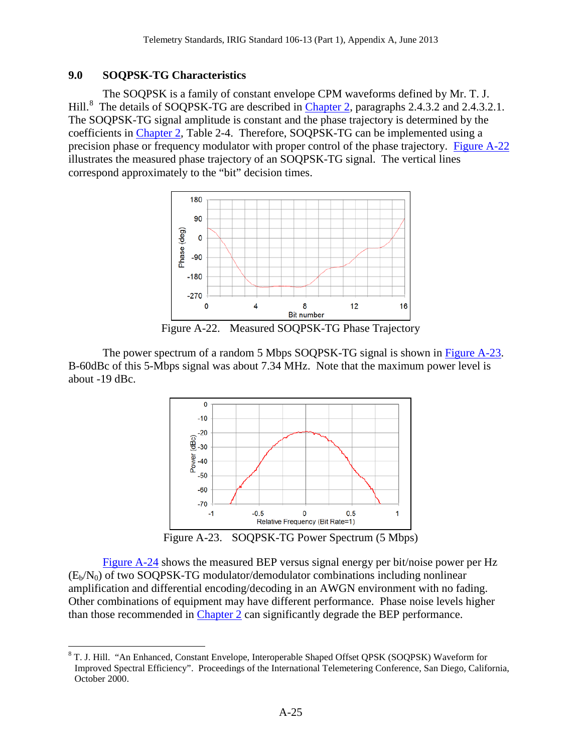## 9.0 SOQPSK-TG Characteristics

The SOQPSK is a family of constant envelope CPM waveforms defined by Mr. T. J. Hill.[8] The details of SOQPSK-TG are described in Chapter 2, paragraphs 2.4.3.2 and 2.4.3.2.1. The SOQPSK-TG signal amplitude is constant and the phase trajectory is determined by the coefficients in Chapter 2, Table 2-4. Therefore, SOQPSK-TG can be implemented using a precision phase or frequency modulator with proper control of the phase trajectory. Figure A-22 illustrates the measured phase trajectory of an SOQPSK-TG signal. The vertical lines correspond approximately to the "bit" decision times.

Figure A-22. Measured SOQPSK-TG Phase Trajectory

The power spectrum of a random 5 Mbps SOQPSK-TG signal is shown in Figure A-23. B-60dBc of this 5-Mbps signal was about 7.34 MHz. Note that the maximum power level is about -19 dBc.

Figure A-23. SOQPSK-TG Power Spectrum (5 Mbps)

Figure A-24 shows the measured BEP versus signal energy per bit/noise power per Hz ($E_b/N_0$) of two SOQPSK-TG modulator/demodulator combinations including nonlinear amplification and differential encoding/decoding in an AWGN environment with no fading. Other combinations of equipment may have different performance. Phase noise levels higher than those recommended in Chapter 2 can significantly degrade the BEP performance.

[8] T. J. Hill. "An Enhanced, Constant Envelope, Interoperable Shaped Offset QPSK (SOQPSK) Waveform for Improved Spectral Efficiency". Proceedings of the International Telemetering Conference, San Diego, California, October 2000.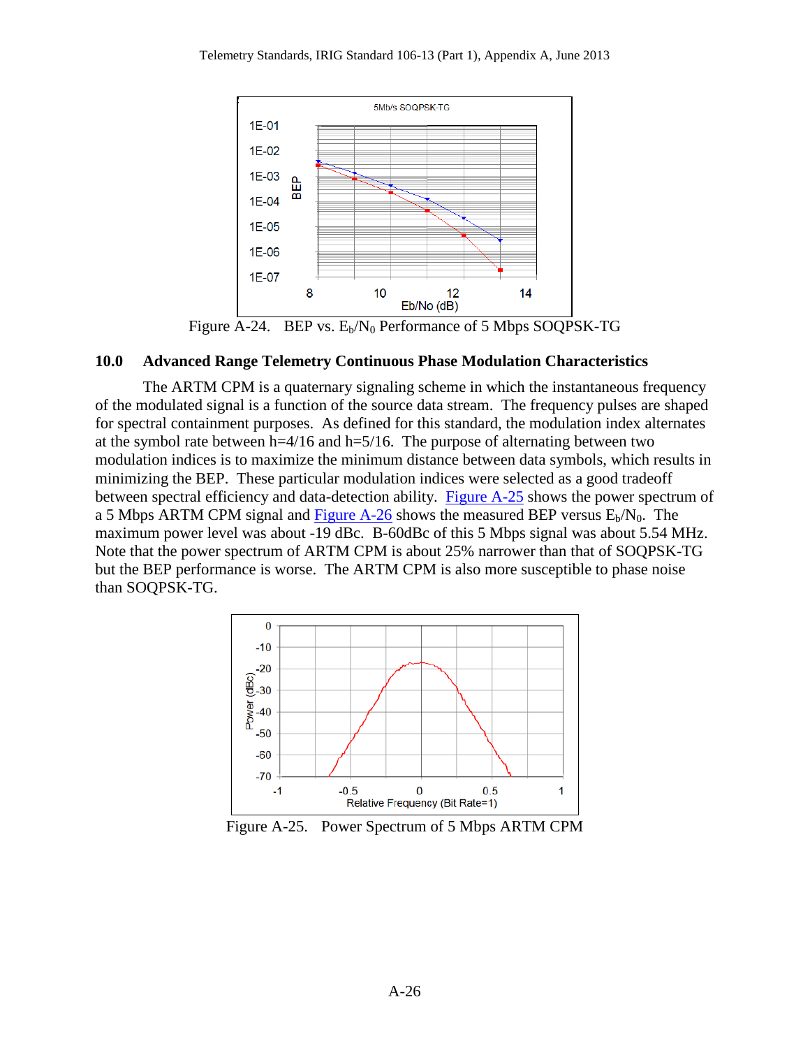Figure A-24. BEP vs. $E_b/N_0$ Performance of 5 Mbps SOQPSK-TG

## 10.0 Advanced Range Telemetry Continuous Phase Modulation Characteristics

The ARTM CPM is a quaternary signaling scheme in which the instantaneous frequency of the modulated signal is a function of the source data stream. The frequency pulses are shaped for spectral containment purposes. As defined for this standard, the modulation index alternates at the symbol rate between h=4/16 and h=5/16. The purpose of alternating between two modulation indices is to maximize the minimum distance between data symbols, which results in minimizing the BEP. These particular modulation indices were selected as a good tradeoff between spectral efficiency and data-detection ability. Figure A-25 shows the power spectrum of a 5 Mbps ARTM CPM signal and Figure A-26 shows the measured BEP versus $E_b/N_0$. The maximum power level was about -19 dBc. B-60dBc of this 5 Mbps signal was about 5.54 MHz. Note that the power spectrum of ARTM CPM is about 25% narrower than that of SOQPSK-TG but the BEP performance is worse. The ARTM CPM is also more susceptible to phase noise than SOQPSK-TG.

Figure A-25. Power Spectrum of 5 Mbps ARTM CPM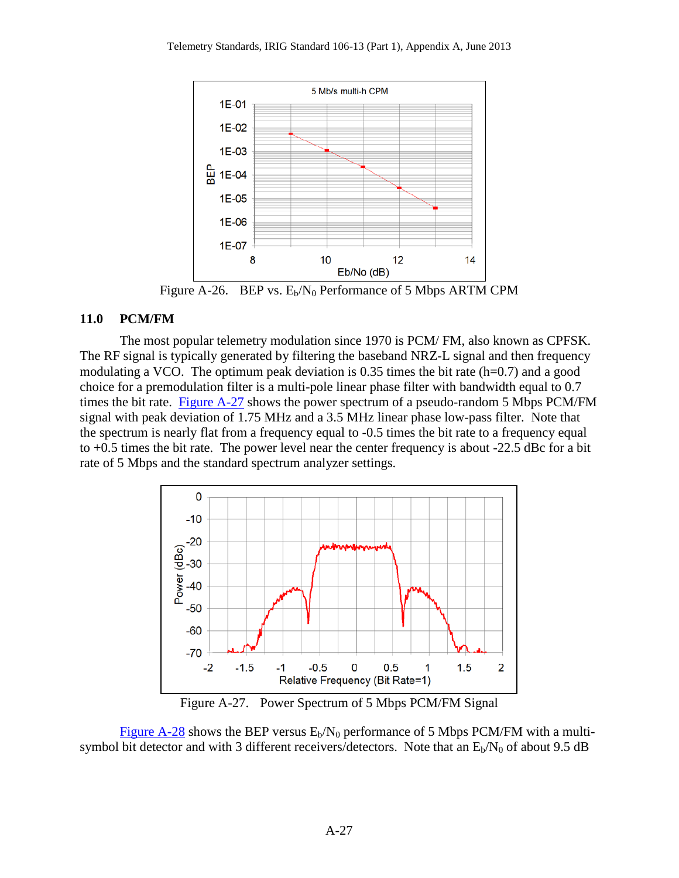Figure A-26. BEP vs. $E_b/N_0$ Performance of 5 Mbps ARTM CPM

## 11.0 PCM/FM

The most popular telemetry modulation since 1970 is PCM/ FM, also known as CPFSK. The RF signal is typically generated by filtering the baseband NRZ-L signal and then frequency modulating a VCO. The optimum peak deviation is 0.35 times the bit rate (h=0.7) and a good choice for a premodulation filter is a multi-pole linear phase filter with bandwidth equal to 0.7 times the bit rate. Figure A-27 shows the power spectrum of a pseudo-random 5 Mbps PCM/FM signal with peak deviation of 1.75 MHz and a 3.5 MHz linear phase low-pass filter. Note that the spectrum is nearly flat from a frequency equal to -0.5 times the bit rate to a frequency equal to +0.5 times the bit rate. The power level near the center frequency is about -22.5 dBc for a bit rate of 5 Mbps and the standard spectrum analyzer settings.

Figure A-27. Power Spectrum of 5 Mbps PCM/FM Signal

Figure A-28 shows the BEP versus $E_b/N_0$ performance of 5 Mbps PCM/FM with a multi-symbol bit detector and with 3 different receivers/detectors. Note that an $E_b/N_0$ of about 9.5 dB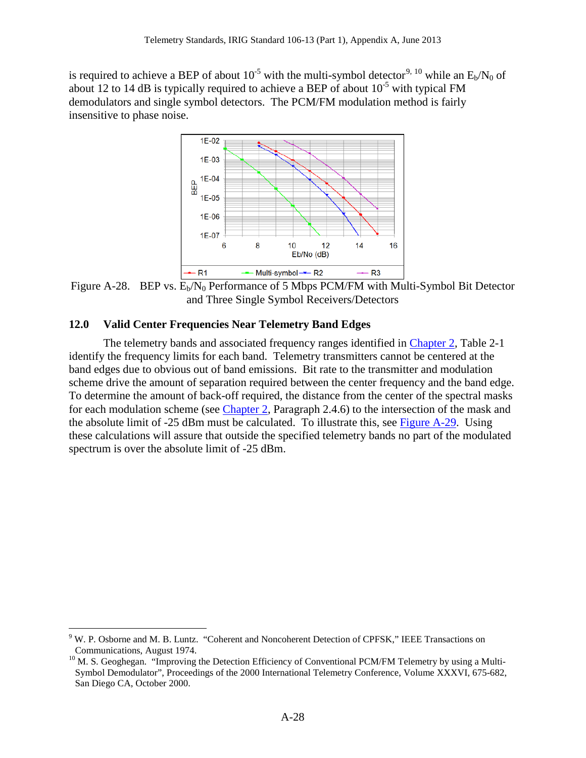is required to achieve a BEP of about $10^{-5}$ with the multi-symbol detector[9, 10] while an $E_b/N_0$ of about 12 to 14 dB is typically required to achieve a BEP of about $10^{-5}$ with typical FM demodulators and single symbol detectors. The PCM/FM modulation method is fairly insensitive to phase noise.

Figure A-28. BEP vs. $E_b/N_0$ Performance of 5 Mbps PCM/FM with Multi-Symbol Bit Detector and Three Single Symbol Receivers/Detectors

## 12.0 Valid Center Frequencies Near Telemetry Band Edges

The telemetry bands and associated frequency ranges identified in Chapter 2, Table 2-1 identify the frequency limits for each band. Telemetry transmitters cannot be centered at the band edges due to obvious out of band emissions. Bit rate to the transmitter and modulation scheme drive the amount of separation required between the center frequency and the band edge. To determine the amount of back-off required, the distance from the center of the spectral masks for each modulation scheme (see Chapter 2, Paragraph 2.4.6) to the intersection of the mask and the absolute limit of -25 dBm must be calculated. To illustrate this, see Figure A-29. Using these calculations will assure that outside the specified telemetry bands no part of the modulated spectrum is over the absolute limit of -25 dBm.

---

[9] W. P. Osborne and M. B. Luntz. "Coherent and Noncoherent Detection of CPFSK," IEEE Transactions on Communications, August 1974.

[10] M. S. Geoghegan. "Improving the Detection Efficiency of Conventional PCM/FM Telemetry by using a Multi-Symbol Demodulator", Proceedings of the 2000 International Telemetry Conference, Volume XXXVI, 675-682, San Diego CA, October 2000.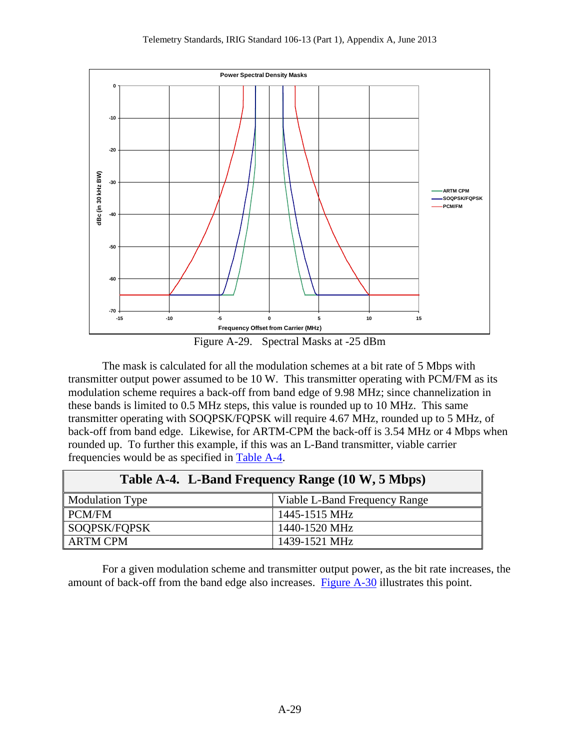Figure A-29. Spectral Masks at -25 dBm

The mask is calculated for all the modulation schemes at a bit rate of 5 Mbps with transmitter output power assumed to be 10 W. This transmitter operating with PCM/FM as its modulation scheme requires a back-off from band edge of 9.98 MHz; since channelization in these bands is limited to 0.5 MHz steps, this value is rounded up to 10 MHz. This same transmitter operating with SOQPSK/FQPSK will require 4.67 MHz, rounded up to 5 MHz, of back-off from band edge. Likewise, for ARTM-CPM the back-off is 3.54 MHz or 4 Mbps when rounded up. To further this example, if this was an L-Band transmitter, viable carrier frequencies would be as specified in Table A-4.

**Table A-4. L-Band Frequency Range (10 W, 5 Mbps)**

| Modulation Type | Viable L-Band Frequency Range |
|---|---|
| PCM/FM | 1445-1515 MHz |
| SOQPSK/FQPSK | 1440-1520 MHz |
| ARTM CPM | 1439-1521 MHz |

For a given modulation scheme and transmitter output power, as the bit rate increases, the amount of back-off from the band edge also increases. Figure A-30 illustrates this point.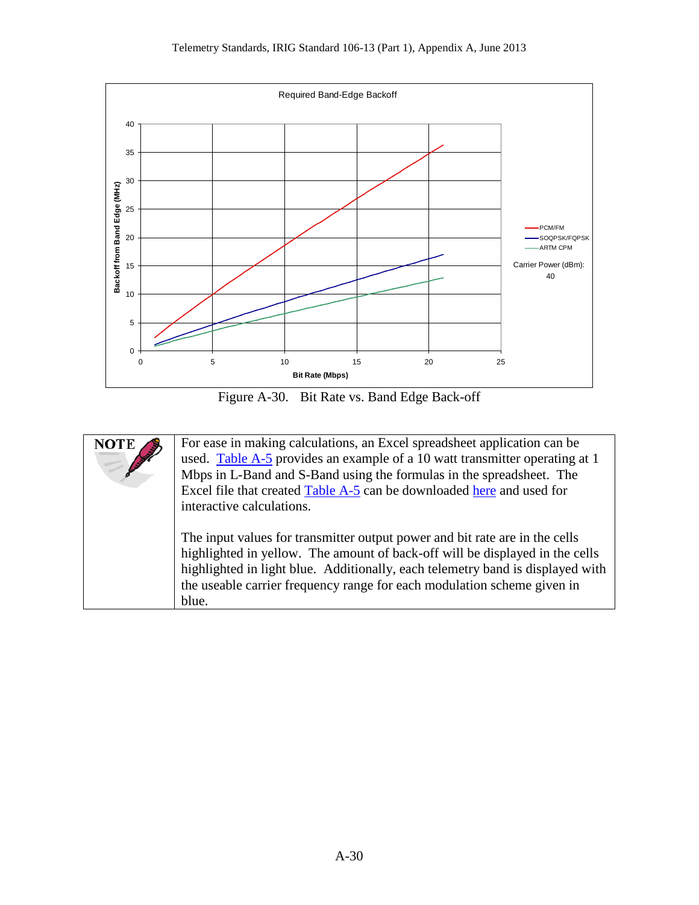Figure A-30. Bit Rate vs. Band Edge Back-off

| NOTE | For ease in making calculations, an Excel spreadsheet application can be used. Table A-5 provides an example of a 10 watt transmitter operating at 1 Mbps in L-Band and S-Band using the formulas in the spreadsheet. The Excel file that created Table A-5 can be downloaded here and used for interactive calculations.<br><br>The input values for transmitter output power and bit rate are in the cells highlighted in yellow. The amount of back-off will be displayed in the cells highlighted in light blue. Additionally, each telemetry band is displayed with the useable carrier frequency range for each modulation scheme given in blue. |
|---|---|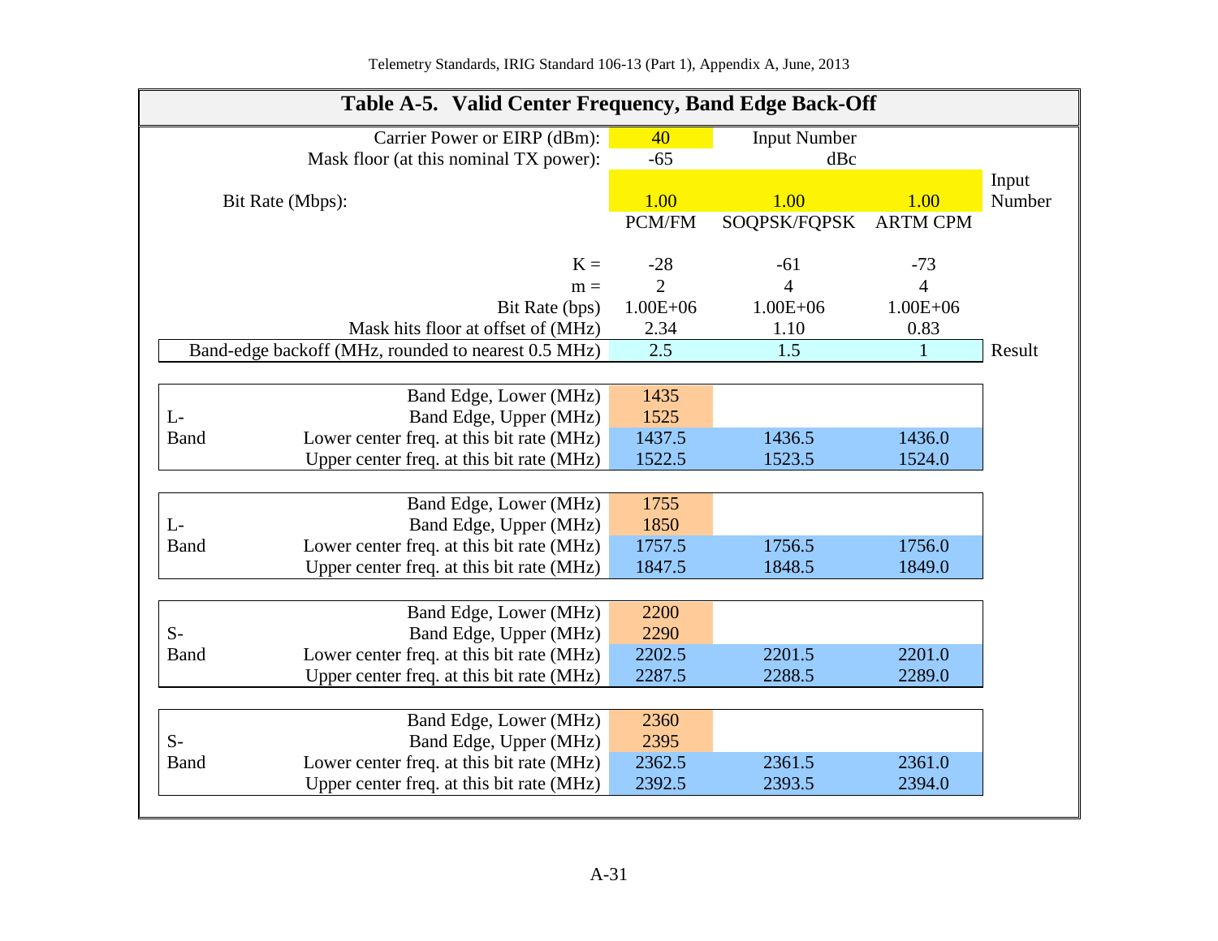**Table A-5. Valid Center Frequency, Band Edge Back-Off**

| | | PCM/FM | SOQPSK/FQPSK | ARTM CPM | |
|---|---|---|---|---|---|
| | Carrier Power or EIRP (dBm): | 40 | Input Number | | |
| | Mask floor (at this nominal TX power): | -65 | dBc | | |
| | Bit Rate (Mbps): | 1.00 | 1.00 | 1.00 | Input Number |
| | | PCM/FM | SOQPSK/FQPSK | ARTM CPM | |
| | K = | -28 | -61 | -73 | |
| | m = | 2 | 4 | 4 | |
| | Bit Rate (bps) | 1.00E+06 | 1.00E+06 | 1.00E+06 | |
| | Mask hits floor at offset of (MHz) | 2.34 | 1.10 | 0.83 | |
| | Band-edge backoff (MHz, rounded to nearest 0.5 MHz) | 2.5 | 1.5 | 1 | Result |
| L-Band | Band Edge, Lower (MHz) | 1435 | | | |
| | Band Edge, Upper (MHz) | 1525 | | | |
| | Lower center freq. at this bit rate (MHz) | 1437.5 | 1436.5 | 1436.0 | |
| | Upper center freq. at this bit rate (MHz) | 1522.5 | 1523.5 | 1524.0 | |
| L-Band | Band Edge, Lower (MHz) | 1755 | | | |
| | Band Edge, Upper (MHz) | 1850 | | | |
| | Lower center freq. at this bit rate (MHz) | 1757.5 | 1756.5 | 1756.0 | |
| | Upper center freq. at this bit rate (MHz) | 1847.5 | 1848.5 | 1849.0 | |
| S-Band | Band Edge, Lower (MHz) | 2200 | | | |
| | Band Edge, Upper (MHz) | 2290 | | | |
| | Lower center freq. at this bit rate (MHz) | 2202.5 | 2201.5 | 2201.0 | |
| | Upper center freq. at this bit rate (MHz) | 2287.5 | 2288.5 | 2289.0 | |
| S-Band | Band Edge, Lower (MHz) | 2360 | | | |
| | Band Edge, Upper (MHz) | 2395 | | | |
| | Lower center freq. at this bit rate (MHz) | 2362.5 | 2361.5 | 2361.0 | |
| | Upper center freq. at this bit rate (MHz) | 2392.5 | 2393.5 | 2394.0 | |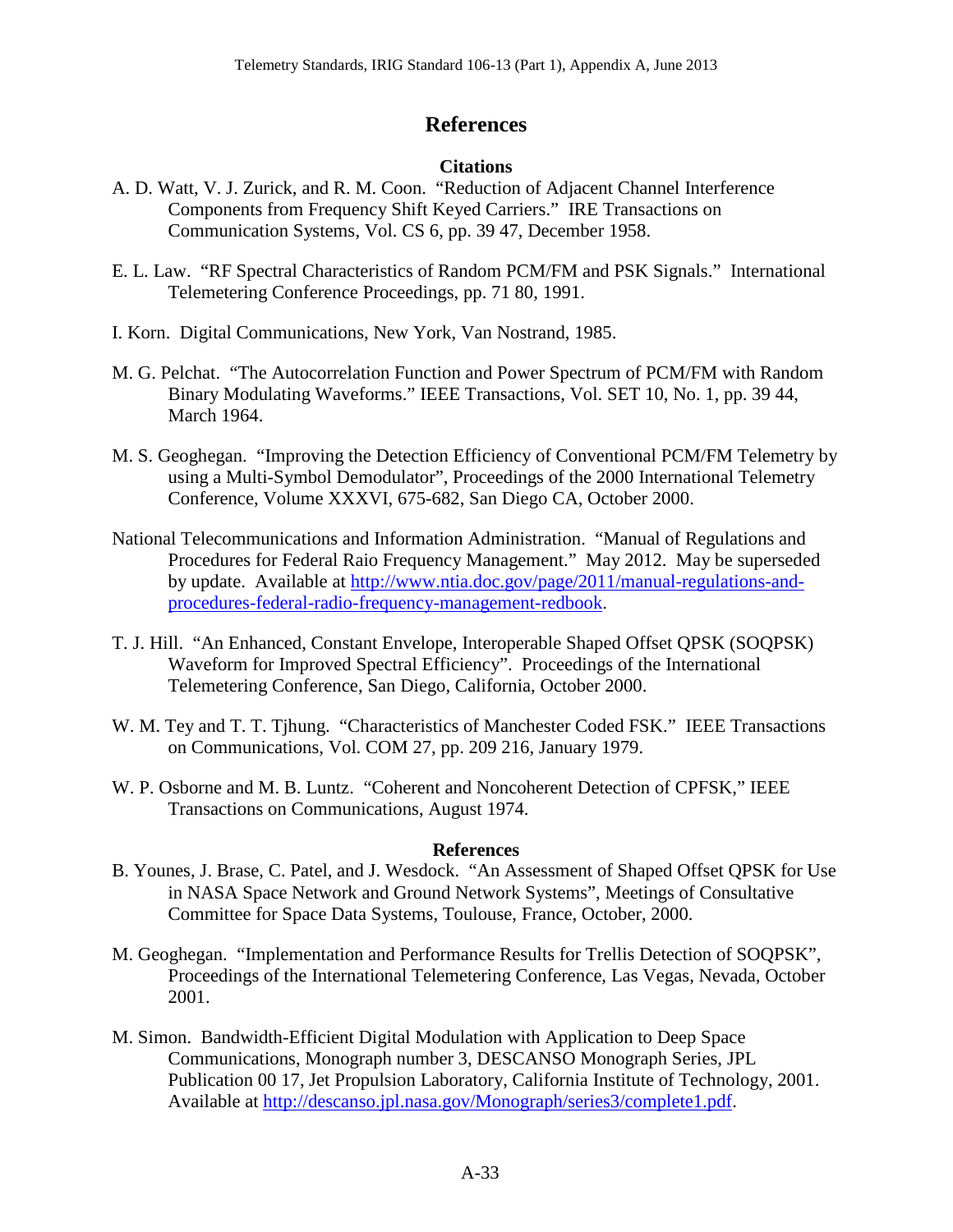# References

## Citations

A. D. Watt, V. J. Zurick, and R. M. Coon. "Reduction of Adjacent Channel Interference Components from Frequency Shift Keyed Carriers." IRE Transactions on Communication Systems, Vol. CS 6, pp. 39 47, December 1958.

E. L. Law. "RF Spectral Characteristics of Random PCM/FM and PSK Signals." International Telemetering Conference Proceedings, pp. 71 80, 1991.

I. Korn. Digital Communications, New York, Van Nostrand, 1985.

M. G. Pelchat. "The Autocorrelation Function and Power Spectrum of PCM/FM with Random Binary Modulating Waveforms." IEEE Transactions, Vol. SET 10, No. 1, pp. 39 44, March 1964.

M. S. Geoghegan. "Improving the Detection Efficiency of Conventional PCM/FM Telemetry by using a Multi-Symbol Demodulator", Proceedings of the 2000 International Telemetry Conference, Volume XXXVI, 675-682, San Diego CA, October 2000.

National Telecommunications and Information Administration. "Manual of Regulations and Procedures for Federal Raio Frequency Management." May 2012. May be superseded by update. Available at http://www.ntia.doc.gov/page/2011/manual-regulations-and-procedures-federal-radio-frequency-management-redbook.

T. J. Hill. "An Enhanced, Constant Envelope, Interoperable Shaped Offset QPSK (SOQPSK) Waveform for Improved Spectral Efficiency". Proceedings of the International Telemetering Conference, San Diego, California, October 2000.

W. M. Tey and T. T. Tjhung. "Characteristics of Manchester Coded FSK." IEEE Transactions on Communications, Vol. COM 27, pp. 209 216, January 1979.

W. P. Osborne and M. B. Luntz. "Coherent and Noncoherent Detection of CPFSK," IEEE Transactions on Communications, August 1974.

## References

B. Younes, J. Brase, C. Patel, and J. Wesdock. "An Assessment of Shaped Offset QPSK for Use in NASA Space Network and Ground Network Systems", Meetings of Consultative Committee for Space Data Systems, Toulouse, France, October, 2000.

M. Geoghegan. "Implementation and Performance Results for Trellis Detection of SOQPSK", Proceedings of the International Telemetering Conference, Las Vegas, Nevada, October 2001.

M. Simon. Bandwidth-Efficient Digital Modulation with Application to Deep Space Communications, Monograph number 3, DESCANSO Monograph Series, JPL Publication 00 17, Jet Propulsion Laboratory, California Institute of Technology, 2001. Available at http://descanso.jpl.nasa.gov/Monograph/series3/complete1.pdf.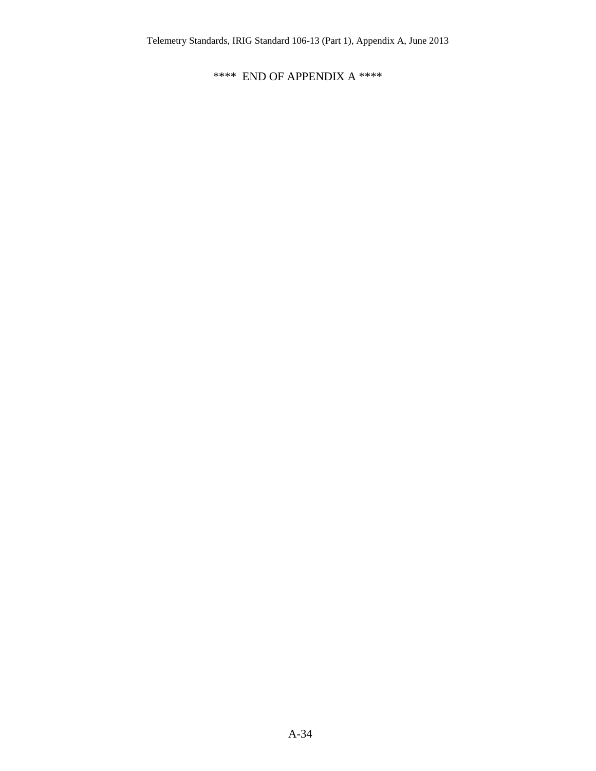**** END OF APPENDIX A ****